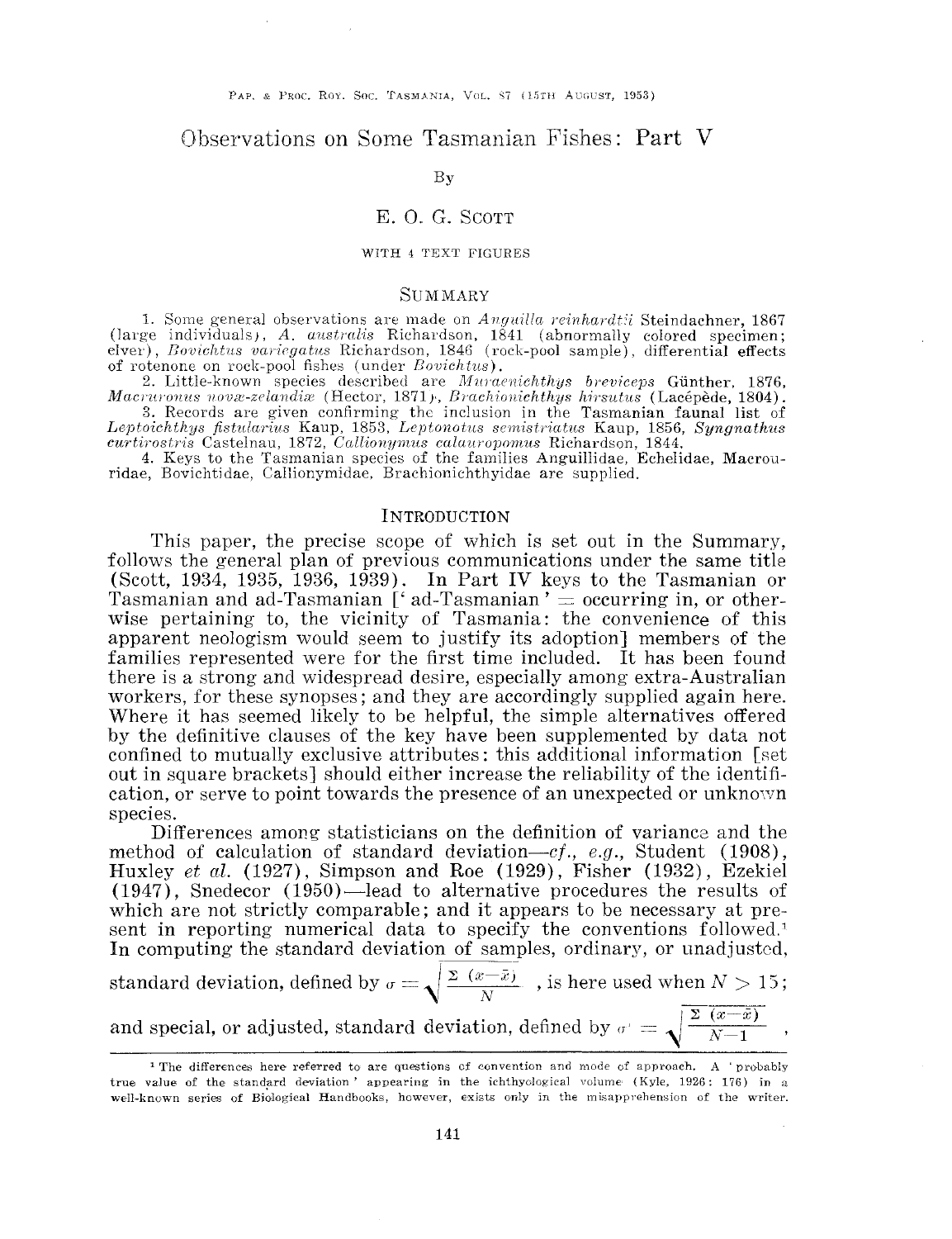# Observations on Some Tasmanian Fishes: Part V

By

E. O. G. Scott

WITH 4 TEXT FIGURES

## Summary

1. Some general observations are made on *Anguilla reinhardtii* Steindachner, 1867 (large individuals), *A. australis* Richardson, 1841 (abnormally colored specimen; elver), *Bovichtus variegatus* Richardson, 1846 (rock-pool sample), differential effects of rotenone on rock-pool fishes (under *Bovichtus*).

2. Little-known species described are *Muraenichthys breviceps* Günther, 1876, *Macruronus novae-zelandiae* (Hector, 1871), *Brachionichthys hirsutus* (Lacépède, 1804).

3. Records are given confirming the inclusion in the Tasmanian faunal list of *Leptoichthys fistularius* Kaup, 1853, *Leptonotus semistriatus* Kaup, 1856, *Syngnathus curtirostris* Castelnau, 1872, *Callionymus calauropomus* Richardson, 1844.

4. Keys to the Tasmanian species of the families Anguillidae, Echelidae, Macrouridae, Bovichtidae, Callionymidae, Brachionichthyidae are supplied.

## Introduction

This paper, the precise scope of which is set out in the Summary, follows the general plan of previous communications under the same title (Scott, 1934, 1935, 1936, 1939). In Part IV keys to the Tasmanian or Tasmanian and ad-Tasmanian [' ad-Tasmanian ' = occurring in, or otherwise pertaining to, the vicinity of Tasmania: the convenience of this apparent neologism would seem to justify its adoption] members of the families represented were for the first time included. It has been found there is a strong and widespread desire, especially among extra-Australian workers, for these synopses; and they are accordingly supplied again here. Where it has seemed likely to be helpful, the simple alternatives offered by the definitive clauses of the key have been supplemented by data not confined to mutually exclusive attributes: this additional information [set out in square brackets] should either increase the reliability of the identification, or serve to point towards the presence of an unexpected or unknown species.

Differences among statisticians on the definition of variance and the method of calculation of standard deviation—*cf.*, *e.g.*, Student (1908), Huxley *et al.* (1927), Simpson and Roe (1929), Fisher (1932), Ezekiel (1947), Snedecor (1950)—lead to alternative procedures the results of which are not strictly comparable; and it appears to be necessary at present in reporting numerical data to specify the conventions followed.[1] In computing the standard deviation of samples, ordinary, or unadjusted, standard deviation, defined by $\sigma = \sqrt{\frac{\Sigma\ (x-\bar{x})}{N}}$ , is here used when $N > 15$; and special, or adjusted, standard deviation, defined by $\sigma' = \sqrt{\frac{\Sigma\ (x-\bar{x})}{N-1}}$ ,

[1] The differences here referred to are questions of convention and mode of approach. A 'probably true value of the standard deviation' appearing in the ichthyological volume (Kyle, 1926: 176) in a well-known series of Biological Handbooks, however, exists only in the misapprehension of the writer.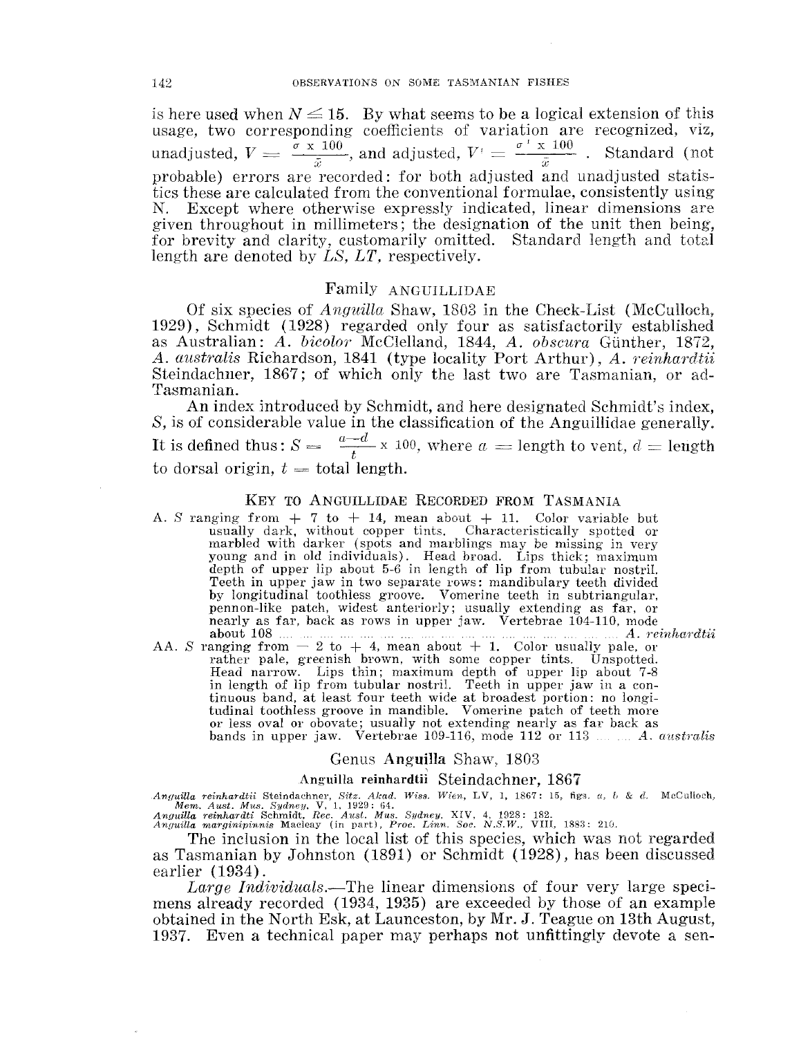is here used when $N \leqq 15$. By what seems to be a logical extension of this usage, two corresponding coefficients of variation are recognized, viz, unadjusted, $V = \frac{\sigma \times 100}{\bar{x}}$, and adjusted, $V' = \frac{\sigma' \times 100}{\bar{x}}$. Standard (not probable) errors are recorded: for both adjusted and unadjusted statistics these are calculated from the conventional formulae, consistently using N. Except where otherwise expressly indicated, linear dimensions are given throughout in millimeters; the designation of the unit then being, for brevity and clarity, customarily omitted. Standard length and total length are denoted by *LS*, *LT*, respectively.

## Family ANGUILLIDAE

Of six species of *Anguilla* Shaw, 1803 in the Check-List (McCulloch, 1929), Schmidt (1928) regarded only four as satisfactorily established as Australian: *A. bicolor* McClelland, 1844, *A. obscura* Günther, 1872, *A. australis* Richardson, 1841 (type locality Port Arthur), *A. reinhardtii* Steindachner, 1867; of which only the last two are Tasmanian, or ad-Tasmanian.

An index introduced by Schmidt, and here designated Schmidt's index, *S*, is of considerable value in the classification of the Anguillidae generally. It is defined thus: $S = \frac{a - d}{t} \times 100$, where $a$ = length to vent, $d$ = length to dorsal origin, $t$ = total length.

### KEY TO ANGUILLIDAE RECORDED FROM TASMANIA

A. *S* ranging from + 7 to + 14, mean about + 11. Color variable but usually dark, without copper tints. Characteristically spotted or marbled with darker (spots and marblings may be missing in very young and in old individuals). Head broad. Lips thick; maximum depth of upper lip about 5-6 in length of lip from tubular nostril. Teeth in upper jaw in two separate rows: mandibulary teeth divided by longitudinal toothless groove. Vomerine teeth in subtriangular, pennon-like patch, widest anteriorly; usually extending as far, or nearly as far, back as rows in upper jaw. Vertebrae 104-110, mode about 108 .... *A. reinhardtii*

AA. *S* ranging from − 2 to + 4, mean about + 1. Color usually pale, or rather pale, greenish brown, with some copper tints. Unspotted. Head narrow. Lips thin; maximum depth of upper lip about 7-8 in length of lip from tubular nostril. Teeth in upper jaw in a continuous band, at least four teeth wide at broadest portion: no longitudinal toothless groove in mandible. Vomerine patch of teeth more or less oval or obovate; usually not extending nearly as far back as bands in upper jaw. Vertebrae 109-116, mode 112 or 113 .... *A. australis*

### Genus **Anguilla** Shaw, 1803

#### Anguilla **reinhardtii** Steindachner, 1867

*Anguilla reinhardtii* Steindachner, *Sitz. Akad. Wiss. Wien*, LV, 1, 1867: 15, figs. *a*, *b* & *d*. McCulloch, *Mem. Aust. Mus. Sydney*, V, 1, 1929: 64.
*Anguilla reinhardti* Schmidt, *Rec. Aust. Mus. Sydney*, XIV, 4, 1928: 182.
*Anguilla marginipinnis* Macleay (in part), *Proc. Linn. Soc. N.S.W.*, VIII, 1883: 210.

The inclusion in the local list of this species, which was not regarded as Tasmanian by Johnston (1891) or Schmidt (1928), has been discussed earlier (1934).

*Large Individuals.*—The linear dimensions of four very large specimens already recorded (1934, 1935) are exceeded by those of an example obtained in the North Esk, at Launceston, by Mr. J. Teague on 13th August, 1937. Even a technical paper may perhaps not unfittingly devote a sen-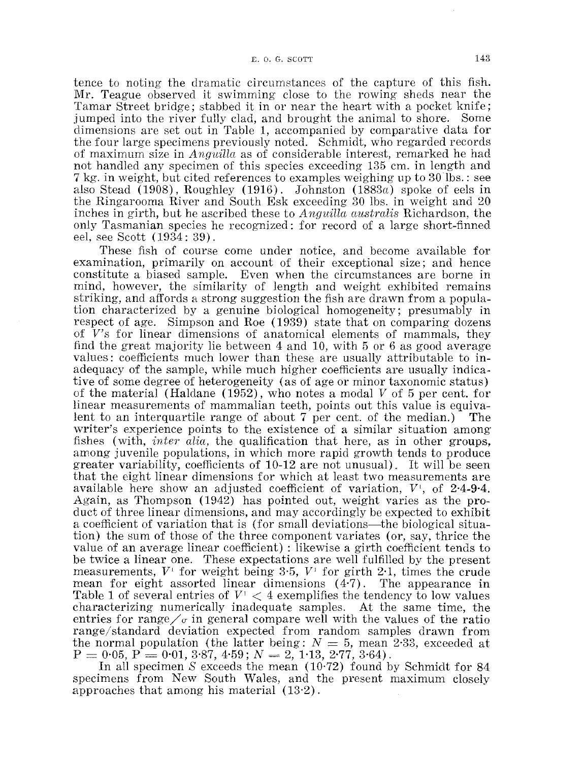tence to noting the dramatic circumstances of the capture of this fish. Mr. Teague observed it swimming close to the rowing sheds near the Tamar Street bridge; stabbed it in or near the heart with a pocket knife; jumped into the river fully clad, and brought the animal to shore. Some dimensions are set out in Table 1, accompanied by comparative data for the four large specimens previously noted. Schmidt, who regarded records of maximum size in *Anguilla* as of considerable interest, remarked he had not handled any specimen of this species exceeding 135 cm. in length and 7 kg. in weight, but cited references to examples weighing up to 30 lbs.: see also Stead (1908), Roughley (1916). Johnston (1883*a*) spoke of eels in the Ringarooma River and South Esk exceeding 30 lbs. in weight and 20 inches in girth, but he ascribed these to *Anguilla australis* Richardson, the only Tasmanian species he recognized: for record of a large short-finned eel, see Scott (1934: 39).

These fish of course come under notice, and become available for examination, primarily on account of their exceptional size; and hence constitute a biased sample. Even when the circumstances are borne in mind, however, the similarity of length and weight exhibited remains striking, and affords a strong suggestion the fish are drawn from a population characterized by a genuine biological homogeneity; presumably in respect of age. Simpson and Roe (1939) state that on comparing dozens of $V$'s for linear dimensions of anatomical elements of mammals, they find the great majority lie between 4 and 10, with 5 or 6 as good average values: coefficients much lower than these are usually attributable to inadequacy of the sample, while much higher coefficients are usually indicative of some degree of heterogeneity (as of age or minor taxonomic status) of the material (Haldane (1952), who notes a modal $V$ of 5 per cent. for linear measurements of mammalian teeth, points out this value is equivalent to an interquartile range of about 7 per cent. of the median.) The writer's experience points to the existence of a similar situation among fishes (with, *inter alia*, the qualification that here, as in other groups, among juvenile populations, in which more rapid growth tends to produce greater variability, coefficients of 10-12 are not unusual). It will be seen that the eight linear dimensions for which at least two measurements are available here show an adjusted coefficient of variation, $V'$, of 2·4-9·4. Again, as Thompson (1942) has pointed out, weight varies as the product of three linear dimensions, and may accordingly be expected to exhibit a coefficient of variation that is (for small deviations—the biological situation) the sum of those of the three component variates (or, say, thrice the value of an average linear coefficient): likewise a girth coefficient tends to be twice a linear one. These expectations are well fulfilled by the present measurements, $V'$ for weight being 3·5, $V'$ for girth 2·1, times the crude mean for eight assorted linear dimensions (4·7). The appearance in Table 1 of several entries of $V' < 4$ exemplifies the tendency to low values characterizing numerically inadequate samples. At the same time, the entries for range/$\sigma$ in general compare well with the values of the ratio range/standard deviation expected from random samples drawn from the normal population (the latter being: $N = 5$, mean 2·33, exceeded at $P = 0{\cdot}05$, $P = 0{\cdot}01$, 3·87, 4·59; $N = 2$, 1·13, 2·77, 3·64).

In all specimen $S$ exceeds the mean (10·72) found by Schmidt for 84 specimens from New South Wales, and the present maximum closely approaches that among his material (13·2).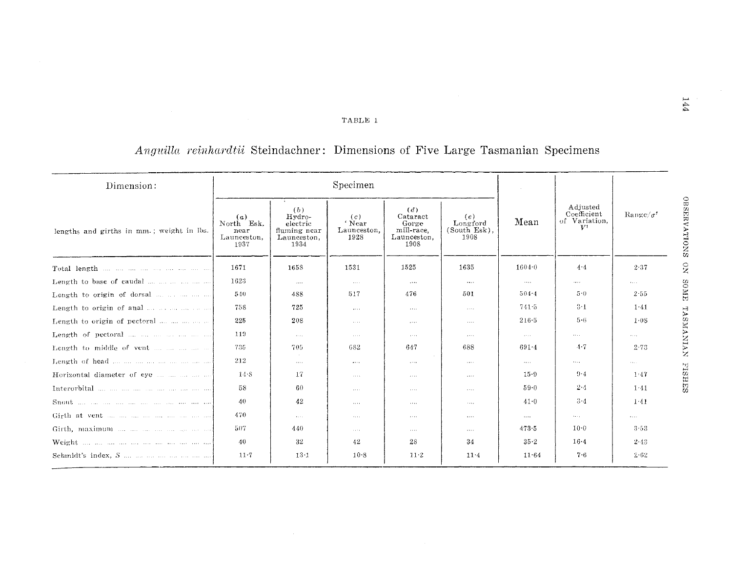TABLE 1

## *Anguilla reinhardtii* Steindachner: Dimensions of Five Large Tasmanian Specimens

| Dimension: lengths and girths in mm.; weight in lbs. | Specimen (*a*) North Esk. near Launceston, 1937 | (*b*) Hydro-electric fluming near Launceston, 1934 | (*c*) 'Near Launceston, 1928 | (*d*) Cataract Gorge mill-race, Launceston, 1908 | (*e*) Longford (South Esk), 1908 | Mean | Adjusted Coefficient of Variation, $V^1$ | Range/$\sigma'$ |
|---|---|---|---|---|---|---|---|---|
| Total length | 1671 | 1658 | 1531 | 1525 | 1635 | 1604·0 | 4·4 | 2·37 |
| Length to base of caudal | 1623 | .... | .... | .... | .... | .... | .... | .... |
| Length to origin of dorsal | 540 | 488 | 517 | 476 | 501 | 504·4 | 5·0 | 2·55 |
| Length to origin of anal | 758 | 725 | .... | .... | .... | 741·5 | 3·1 | 1·41 |
| Length to origin of pectoral | 225 | 208 | .... | .... | .... | 216·5 | 5·6 | 1·08 |
| Length of pectoral | 119 | .... | .... | .... | .... | .... | .... | .... |
| Length to middle of vent | 735 | 705 | 682 | 647 | 688 | 691·4 | 4·7 | 2·73 |
| Length of head | 212 | .... | .... | .... | .... | .... | .... | .... |
| Horizontal diameter of eye | 14·8 | 17 | .... | .... | .... | 15·9 | 9·4 | 1·47 |
| Interorbital | 58 | 60 | .... | .... | .... | 59·0 | 2·4 | 1·41 |
| Snout | 40 | 42 | .... | .... | .... | 41·0 | 3·4 | 1·41 |
| Girth at vent | 470 | .... | .... | .... | .... | .... | .... | .... |
| Girth, maximum | 507 | 440 | .... | .... | .... | 473·5 | 10·0 | 3·53 |
| Weight | 40 | 32 | 42 | 28 | 34 | 35·2 | 16·4 | 2·43 |
| Schmidt's index, *S* | 11·7 | 13·1 | 10·8 | 11·2 | 11·4 | 11·64 | 7·6 | 2·62 |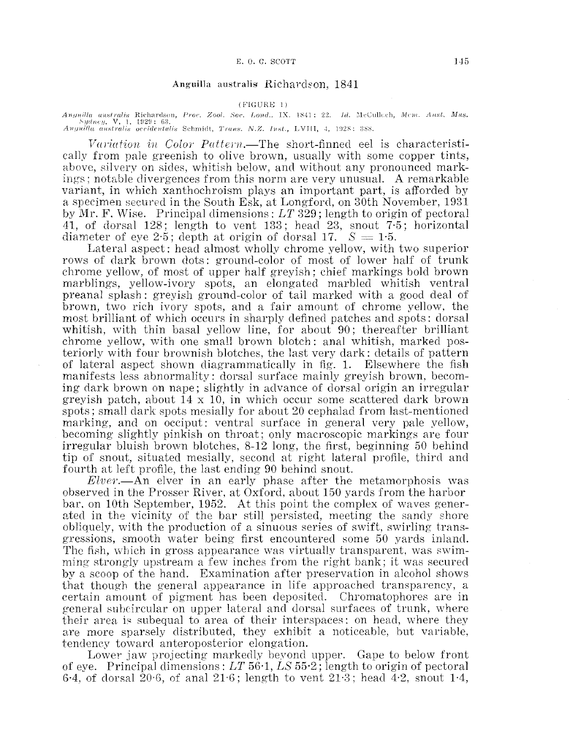## *Anguilla australis* Richardson, 1841

(FIGURE 1)

*Anguilla australis* Richardson, *Proc. Zool. Soc. Lond.*, IX, 1841: 22. *Id.* McCulloch, *Mem. Aust. Mus. Sydney*, V, 1, 1929: 63.
*Anguilla australis occidentalis* Schmidt, *Trans. N.Z. Inst.*, LVIII, 4, 1928: 388.

*Variation in Color Pattern.*—The short-finned eel is characteristically from pale greenish to olive brown, usually with some copper tints, above, silvery on sides, whitish below, and without any pronounced markings; notable divergences from this norm are very unusual. A remarkable variant, in which xanthochroism plays an important part, is afforded by a specimen secured in the South Esk, at Longford, on 30th November, 1931 by Mr. F. Wise. Principal dimensions: *LT* 329; length to origin of pectoral 41, of dorsal 128; length to vent 133; head 23, snout 7·5; horizontal diameter of eye 2·5; depth at origin of dorsal 17. $S = 1{\cdot}5$.

Lateral aspect: head almost wholly chrome yellow, with two superior rows of dark brown dots: ground-color of most of lower half of trunk chrome yellow, of most of upper half greyish; chief markings bold brown marblings, yellow-ivory spots, an elongated marbled whitish ventral preanal splash: greyish ground-color of tail marked with a good deal of brown, two rich ivory spots, and a fair amount of chrome yellow, the most brilliant of which occurs in sharply defined patches and spots: dorsal whitish, with thin basal yellow line, for about 90; thereafter brilliant chrome yellow, with one small brown blotch: anal whitish, marked posteriorly with four brownish blotches, the last very dark: details of pattern of lateral aspect shown diagrammatically in fig. 1. Elsewhere the fish manifests less abnormality: dorsal surface mainly greyish brown, becoming dark brown on nape; slightly in advance of dorsal origin an irregular greyish patch, about 14 x 10, in which occur some scattered dark brown spots; small dark spots mesially for about 20 cephalad from last-mentioned marking, and on occiput: ventral surface in general very pale yellow, becoming slightly pinkish on throat; only macroscopic markings are four irregular bluish brown blotches, 8-12 long, the first, beginning 50 behind tip of snout, situated mesially, second at right lateral profile, third and fourth at left profile, the last ending 90 behind snout.

*Elver.*—An elver in an early phase after the metamorphosis was observed in the Prosser River, at Oxford, about 150 yards from the harbor bar, on 10th September, 1952. At this point the complex of waves generated in the vicinity of the bar still persisted, meeting the sandy shore obliquely, with the production of a sinuous series of swift, swirling transgressions, smooth water being first encountered some 50 yards inland. The fish, which in gross appearance was virtually transparent, was swimming strongly upstream a few inches from the right bank; it was secured by a scoop of the hand. Examination after preservation in alcohol shows that though the general appearance in life approached transparency, a certain amount of pigment has been deposited. Chromatophores are in general subcircular on upper lateral and dorsal surfaces of trunk, where their area is subequal to area of their interspaces: on head, where they are more sparsely distributed, they exhibit a noticeable, but variable, tendency toward anteroposterior elongation.

Lower jaw projecting markedly beyond upper. Gape to below front of eye. Principal dimensions: *LT* 56·1, *LS* 55·2; length to origin of pectoral 6·4, of dorsal 20·6, of anal 21·6; length to vent 21·3; head 4·2, snout 1·4,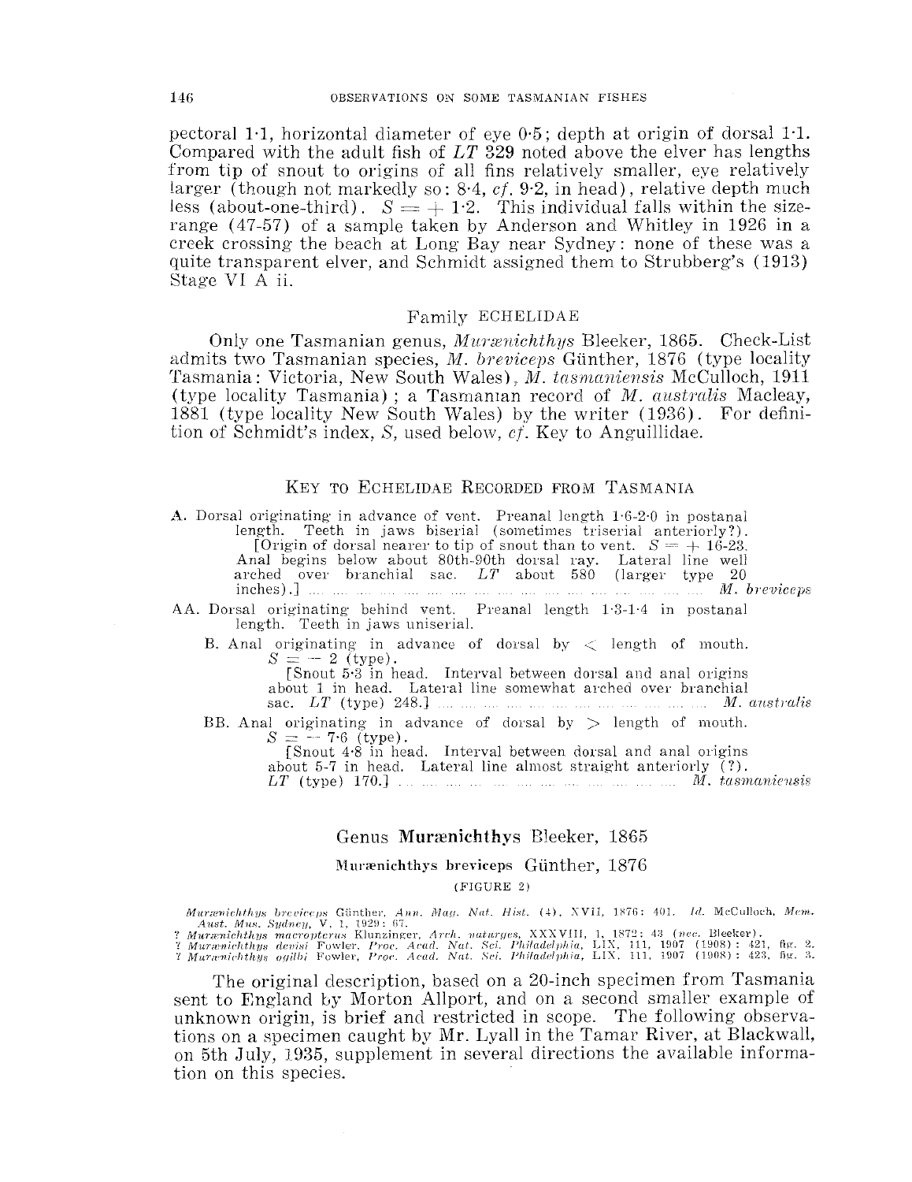pectoral 1·1, horizontal diameter of eye 0·5; depth at origin of dorsal 1·1. Compared with the adult fish of *LT* 329 noted above the elver has lengths from tip of snout to origins of all fins relatively smaller, eye relatively larger (though not markedly so: 8·4, *cf.* 9·2, in head), relative depth much less (about-one-third). $S = +1{\cdot}2$. This individual falls within the size-range (47-57) of a sample taken by Anderson and Whitley in 1926 in a creek crossing the beach at Long Bay near Sydney: none of these was a quite transparent elver, and Schmidt assigned them to Strubberg's (1913) Stage VI A ii.

## Family ECHELIDAE

Only one Tasmanian genus, *Murænichthys* Bleeker, 1865. Check-List admits two Tasmanian species, *M. breviceps* Günther, 1876 (type locality Tasmania: Victoria, New South Wales), *M. tasmaniensis* McCulloch, 1911 (type locality Tasmania); a Tasmanian record of *M. australis* Macleay, 1881 (type locality New South Wales) by the writer (1936). For definition of Schmidt's index, *S*, used below, *cf.* Key to Anguillidae.

### KEY TO ECHELIDAE RECORDED FROM TASMANIA

A. Dorsal originating in advance of vent. Preanal length 1·6-2·0 in postanal length. Teeth in jaws biserial (sometimes triserial anteriorly?).
[Origin of dorsal nearer to tip of snout than to vent. $S = +16\text{-}23$. Anal begins below about 80th-90th dorsal ray. Lateral line well arched over branchial sac. *LT* about 580 (larger type 20 inches).] .... *M. breviceps*

AA. Dorsal originating behind vent. Preanal length 1·3-1·4 in postanal length. Teeth in jaws uniserial.

- B. Anal originating in advance of dorsal by < length of mouth. $S = -2$ (type).
  [Snout 5·3 in head. Interval between dorsal and anal origins about 1 in head. Lateral line somewhat arched over branchial sac. *LT* (type) 248.] .... *M. australis*

- BB. Anal originating in advance of dorsal by > length of mouth. $S = -7{\cdot}6$ (type).
  [Snout 4·8 in head. Interval between dorsal and anal origins about 5-7 in head. Lateral line almost straight anteriorly (?). *LT* (type) 170.] .... *M. tasmaniensis*

## Genus **Murænichthys** Bleeker, 1865

### Murænichthys breviceps Günther, 1876

(FIGURE 2)

*Murænichthys breviceps* Günther, *Ann. Mag. Nat. Hist.* (4), XVII, 1876: 401. *Id.* McCulloch, *Mem. Aust. Mus. Sydney*, V, 1, 1929: 67.
? *Murænichthys macropterus* Klunzinger, *Arch. naturges*, XXXVIII, 1, 1872: 43 (*nec.* Bleeker).
? *Murænichthys devisi* Fowler, *Proc. Acad. Nat. Sci. Philadelphia*, LIX, 111, 1907 (1908): 421, fig. 2.
? *Murænichthys ogilbi* Fowler, *Proc. Acad. Nat. Sci. Philadelphia*, LIX, 111, 1907 (1908): 423, fig. 3.

The original description, based on a 20-inch specimen from Tasmania sent to England by Morton Allport, and on a second smaller example of unknown origin, is brief and restricted in scope. The following observations on a specimen caught by Mr. Lyall in the Tamar River, at Blackwall, on 5th July, 1935, supplement in several directions the available information on this species.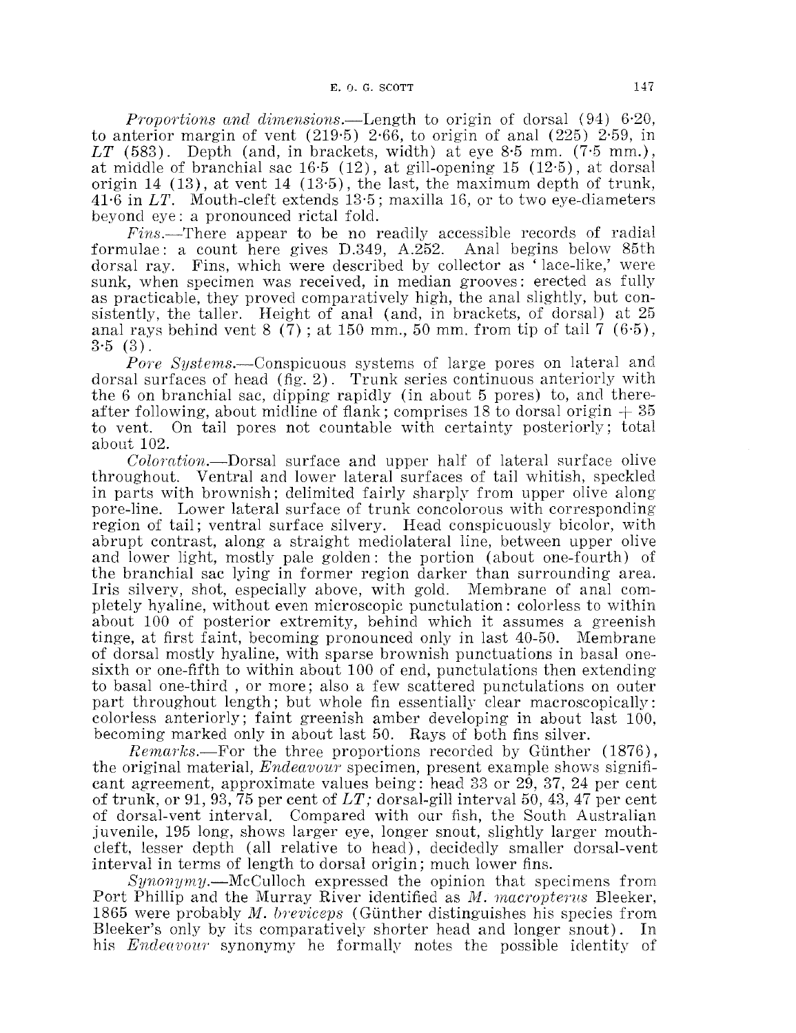*Proportions and dimensions.*—Length to origin of dorsal (94) 6·20, to anterior margin of vent (219·5) 2·66, to origin of anal (225) 2·59, in *LT* (583). Depth (and, in brackets, width) at eye 8·5 mm. (7·5 mm.), at middle of branchial sac 16·5 (12), at gill-opening 15 (12·5), at dorsal origin 14 (13), at vent 14 (13·5), the last, the maximum depth of trunk, 41·6 in *LT*. Mouth-cleft extends 13·5; maxilla 16, or to two eye-diameters beyond eye: a pronounced rictal fold.

*Fins.*—There appear to be no readily accessible records of radial formulae: a count here gives D.349, A.252. Anal begins below 85th dorsal ray. Fins, which were described by collector as 'lace-like,' were sunk, when specimen was received, in median grooves: erected as fully as practicable, they proved comparatively high, the anal slightly, but consistently, the taller. Height of anal (and, in brackets, of dorsal) at 25 anal rays behind vent 8 (7); at 150 mm., 50 mm. from tip of tail 7 (6·5), 3·5 (3).

*Pore Systems.*—Conspicuous systems of large pores on lateral and dorsal surfaces of head (fig. 2). Trunk series continuous anteriorly with the 6 on branchial sac, dipping rapidly (in about 5 pores) to, and thereafter following, about midline of flank; comprises 18 to dorsal origin + 35 to vent. On tail pores not countable with certainty posteriorly; total about 102.

*Coloration.*—Dorsal surface and upper half of lateral surface olive throughout. Ventral and lower lateral surfaces of tail whitish, speckled in parts with brownish; delimited fairly sharply from upper olive along pore-line. Lower lateral surface of trunk concolorous with corresponding region of tail; ventral surface silvery. Head conspicuously bicolor, with abrupt contrast, along a straight mediolateral line, between upper olive and lower light, mostly pale golden: the portion (about one-fourth) of the branchial sac lying in former region darker than surrounding area. Iris silvery, shot, especially above, with gold. Membrane of anal completely hyaline, without even microscopic punctulation: colorless to within about 100 of posterior extremity, behind which it assumes a greenish tinge, at first faint, becoming pronounced only in last 40-50. Membrane of dorsal mostly hyaline, with sparse brownish punctuations in basal one-sixth or one-fifth to within about 100 of end, punctulations then extending to basal one-third , or more; also a few scattered punctulations on outer part throughout length; but whole fin essentially clear macroscopically: colorless anteriorly; faint greenish amber developing in about last 100, becoming marked only in about last 50. Rays of both fins silver.

*Remarks.*—For the three proportions recorded by Günther (1876), the original material, *Endeavour* specimen, present example shows significant agreement, approximate values being: head 33 or 29, 37, 24 per cent of trunk, or 91, 93, 75 per cent of *LT;* dorsal-gill interval 50, 43, 47 per cent of dorsal-vent interval. Compared with our fish, the South Australian juvenile, 195 long, shows larger eye, longer snout, slightly larger mouth-cleft, lesser depth (all relative to head), decidedly smaller dorsal-vent interval in terms of length to dorsal origin; much lower fins.

*Synonymy.*—McCulloch expressed the opinion that specimens from Port Phillip and the Murray River identified as *M. macropterus* Bleeker, 1865 were probably *M. breviceps* (Günther distinguishes his species from Bleeker's only by its comparatively shorter head and longer snout). In his *Endeavour* synonymy he formally notes the possible identity of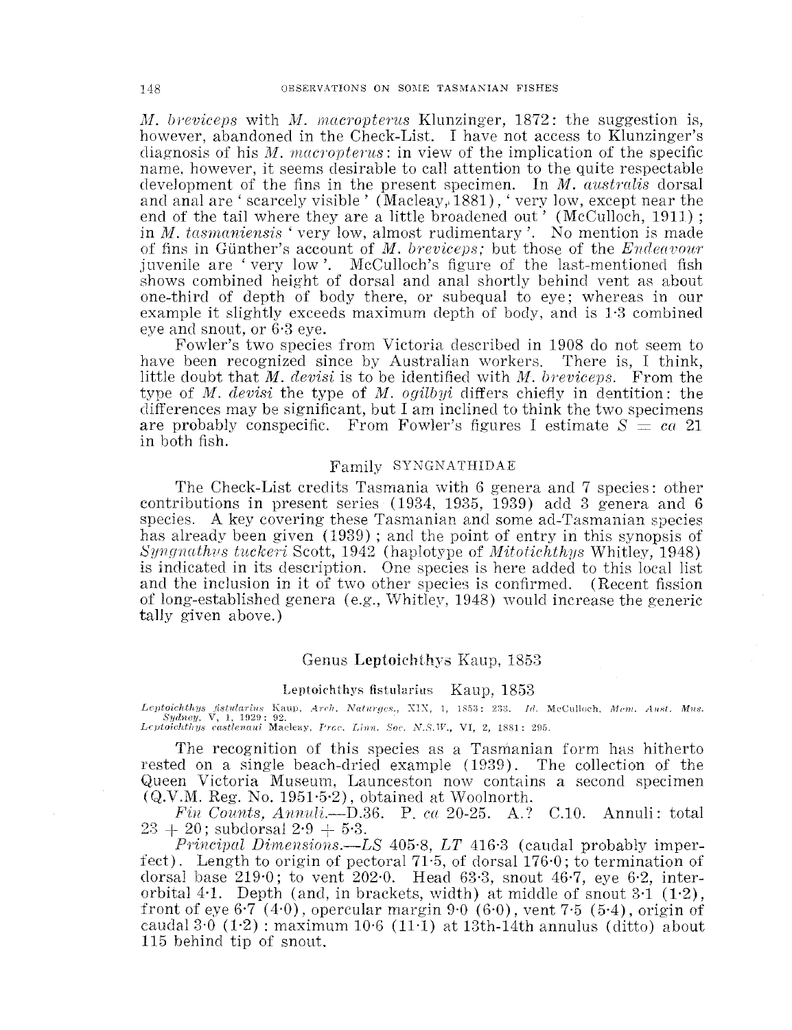*M. breviceps* with *M. macropterus* Klunzinger, 1872: the suggestion is, however, abandoned in the Check-List. I have not access to Klunzinger's diagnosis of his *M. macropterus*: in view of the implication of the specific name, however, it seems desirable to call attention to the quite respectable development of the fins in the present specimen. In *M. australis* dorsal and anal are 'scarcely visible' (Macleay, 1881), 'very low, except near the end of the tail where they are a little broadened out' (McCulloch, 1911); in *M. tasmaniensis* 'very low, almost rudimentary'. No mention is made of fins in Günther's account of *M. breviceps*; but those of the *Endeavour* juvenile are 'very low'. McCulloch's figure of the last-mentioned fish shows combined height of dorsal and anal shortly behind vent as about one-third of depth of body there, or subequal to eye; whereas in our example it slightly exceeds maximum depth of body, and is 1·3 combined eye and snout, or 6·3 eye.

Fowler's two species from Victoria described in 1908 do not seem to have been recognized since by Australian workers. There is, I think, little doubt that *M. devisi* is to be identified with *M. breviceps*. From the type of *M. devisi* the type of *M. ogilbyi* differs chiefly in dentition: the differences may be significant, but I am inclined to think the two specimens are probably conspecific. From Fowler's figures I estimate $S = ca$ 21 in both fish.

## Family SYNGNATHIDAE

The Check-List credits Tasmania with 6 genera and 7 species: other contributions in present series (1934, 1935, 1939) add 3 genera and 6 species. A key covering these Tasmanian and some ad-Tasmanian species has already been given (1939); and the point of entry in this synopsis of *Syngnathus tuckeri* Scott, 1942 (haplotype of *Mitotichthys* Whitley, 1948) is indicated in its description. One species is here added to this local list and the inclusion in it of two other species is confirmed. (Recent fission of long-established genera (e.g., Whitley, 1948) would increase the generic tally given above.)

### Genus **Leptoichthys** Kaup, 1853

#### **Leptoichthys fistularius** Kaup, 1853

*Leptoichthys fistularius* Kaup, *Arch. Naturges.*, XIX, 1, 1853: 233. *Id.* McCulloch, *Mem. Aust. Mus. Sydney*, V, 1, 1929: 92.
*Leptoichthys castlenaui* Macleay, *Proc. Linn. Soc. N.S.W.*, VI, 2, 1881: 295.

The recognition of this species as a Tasmanian form has hitherto rested on a single beach-dried example (1939). The collection of the Queen Victoria Museum, Launceston now contains a second specimen (Q.V.M. Reg. No. 1951·5·2), obtained at Woolnorth.

*Fin Counts, Annuli.*—D.36. P. *ca* 20-25. A.? C.10. Annuli: total 23 + 20; subdorsal 2·9 + 5·3.

*Principal Dimensions.*—*LS* 405·8, *LT* 416·3 (caudal probably imperfect). Length to origin of pectoral 71·5, of dorsal 176·0; to termination of dorsal base 219·0; to vent 202·0. Head 63·3, snout 46·7, eye 6·2, interorbital 4·1. Depth (and, in brackets, width) at middle of snout 3·1 (1·2), front of eye 6·7 (4·0), opercular margin 9·0 (6·0), vent 7·5 (5·4), origin of caudal 3·0 (1·2): maximum 10·6 (11·1) at 13th-14th annulus (ditto) about 115 behind tip of snout.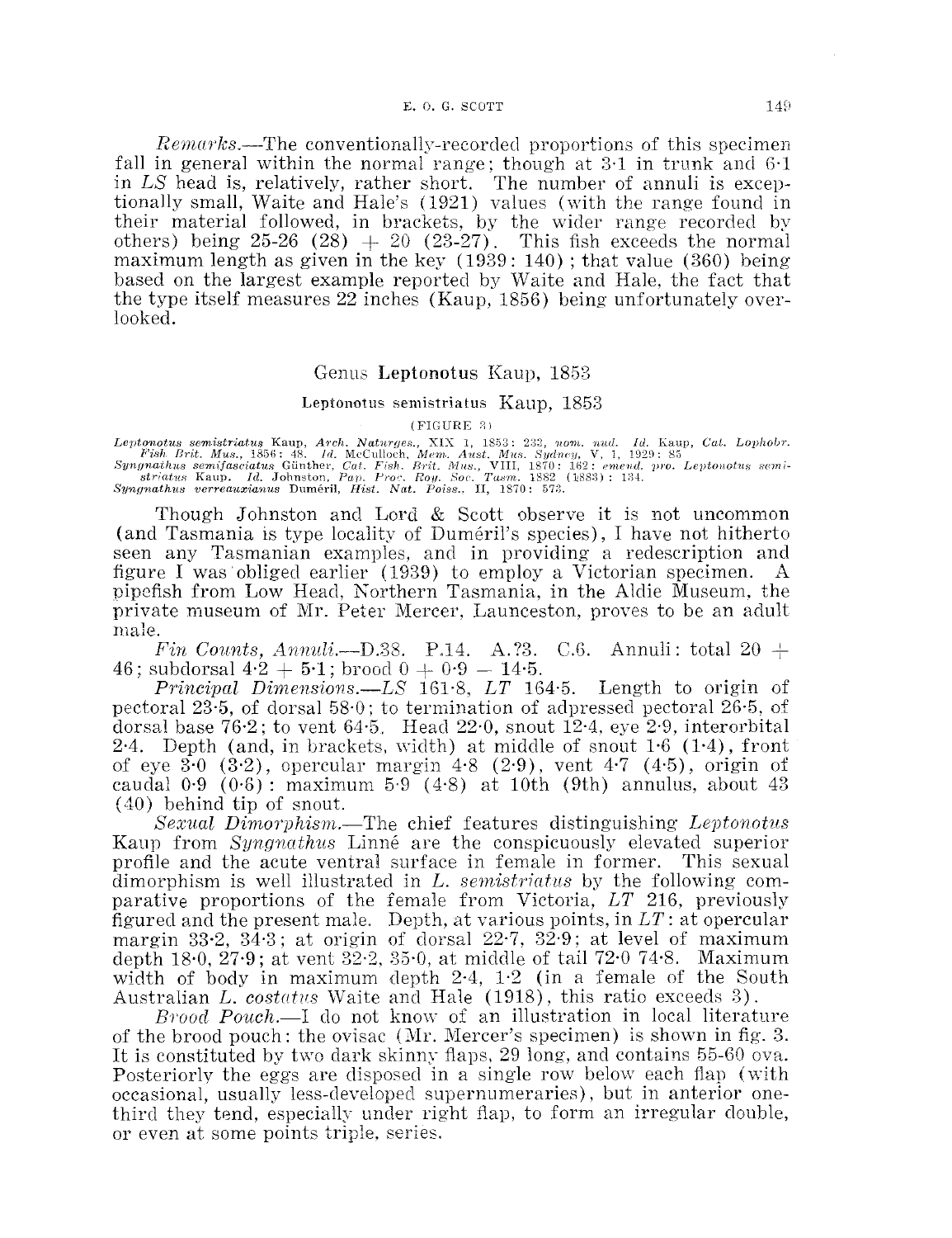*Remarks*.—The conventionally-recorded proportions of this specimen fall in general within the normal range; though at 3·1 in trunk and 6·1 in *LS* head is, relatively, rather short. The number of annuli is exceptionally small, Waite and Hale's (1921) values (with the range found in their material followed, in brackets, by the wider range recorded by others) being 25-26 (28) + 20 (23-27). This fish exceeds the normal maximum length as given in the key (1939: 140); that value (360) being based on the largest example reported by Waite and Hale, the fact that the type itself measures 22 inches (Kaup, 1856) being unfortunately overlooked.

## Genus Leptonotus Kaup, 1853

### Leptonotus semistriatus Kaup, 1853

(FIGURE 3)

*Leptonotus semistriatus* Kaup, *Arch. Naturges.*, XIX 1, 1853: 233, *nom. nud.* *Id.* Kaup, *Cat. Lophobr. Fish. Brit. Mus.*, 1856: 48. *Id.* McCulloch, *Mem. Aust. Mus. Sydney*, V, 1, 1929: 85
*Syngnathus semifasciatus* Günther, *Cat. Fish. Brit. Mus.*, VIII, 1870: 162: *emend. pro. Leptonotus semistriatus* Kaup. *Id.* Johnston, *Pap. Proc. Roy. Soc. Tasm.* 1882 (1883): 134.
*Syngnathus verreauxianus* Duméril, *Hist. Nat. Poiss.*, II, 1870: 573.

Though Johnston and Lord & Scott observe it is not uncommon (and Tasmania is type locality of Duméril's species), I have not hitherto seen any Tasmanian examples, and in providing a redescription and figure I was obliged earlier (1939) to employ a Victorian specimen. A pipefish from Low Head, Northern Tasmania, in the Aldie Museum, the private museum of Mr. Peter Mercer, Launceston, proves to be an adult male.

*Fin Counts, Annuli*.—D.38. P.14. A.?3. C.6. Annuli: total 20 + 46; subdorsal 4·2 + 5·1; brood 0 + 0·9 – 14·5.

*Principal Dimensions*.—*LS* 161·8, *LT* 164·5. Length to origin of pectoral 23·5, of dorsal 58·0; to termination of adpressed pectoral 26·5, of dorsal base 76·2; to vent 64·5. Head 22·0, snout 12·4, eye 2·9, interorbital 2·4. Depth (and, in brackets, width) at middle of snout 1·6 (1·4), front of eye 3·0 (3·2), opercular margin 4·8 (2·9), vent 4·7 (4·5), origin of caudal 0·9 (0·6): maximum 5·9 (4·8) at 10th (9th) annulus, about 43 (40) behind tip of snout.

*Sexual Dimorphism*.—The chief features distinguishing *Leptonotus* Kaup from *Syngnathus* Linné are the conspicuously elevated superior profile and the acute ventral surface in female in former. This sexual dimorphism is well illustrated in *L. semistriatus* by the following comparative proportions of the female from Victoria, *LT* 216, previously figured and the present male. Depth, at various points, in *LT*: at opercular margin 33·2, 34·3; at origin of dorsal 22·7, 32·9; at level of maximum depth 18·0, 27·9; at vent 32·2, 35·0, at middle of tail 72·0 74·8. Maximum width of body in maximum depth 2·4, 1·2 (in a female of the South Australian *L. costatus* Waite and Hale (1918), this ratio exceeds 3).

*Brood Pouch*.—I do not know of an illustration in local literature of the brood pouch: the ovisac (Mr. Mercer's specimen) is shown in fig. 3. It is constituted by two dark skinny flaps, 29 long, and contains 55-60 ova. Posteriorly the eggs are disposed in a single row below each flap (with occasional, usually less-developed supernumeraries), but in anterior one-third they tend, especially under right flap, to form an irregular double, or even at some points triple, series.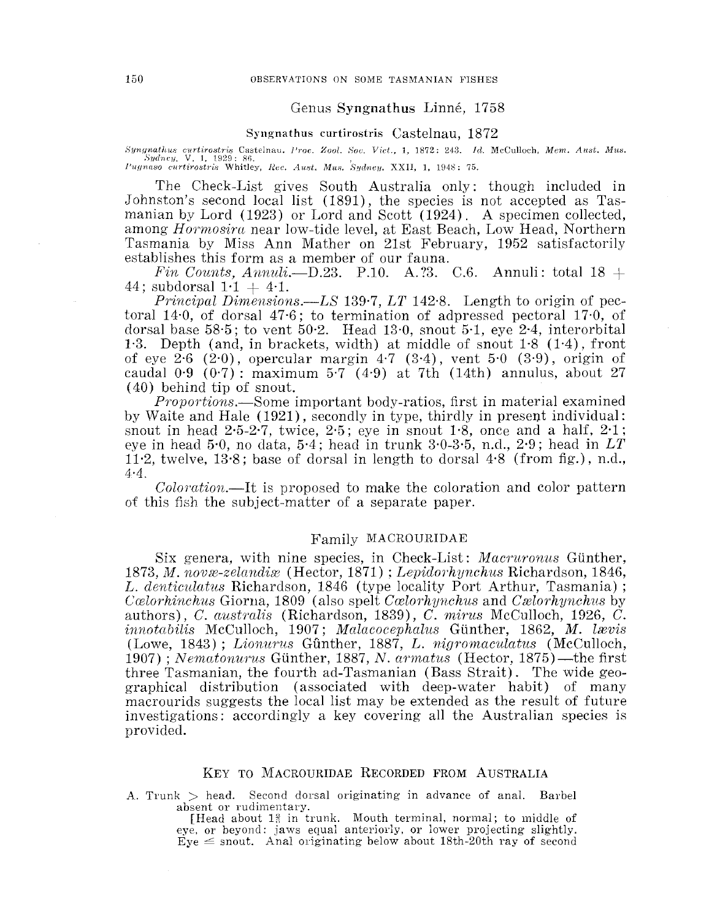## Genus **Syngnathus** Linné, 1758

### Syngnathus curtirostris Castelnau, 1872

*Syngnathus curtirostris* Castelnau, *Proc. Zool. Soc. Vict.*, 1, 1872: 243. *Id.* McCulloch, *Mem. Aust. Mus. Sydney*, V, 1, 1929: 86.
*Pugnaso curtirostris* Whitley, *Rec. Aust. Mus. Sydney*. XXII, 1, 1948: 75.

The Check-List gives South Australia only: though included in Johnston's second local list (1891), the species is not accepted as Tasmanian by Lord (1923) or Lord and Scott (1924). A specimen collected, among *Hormosira* near low-tide level, at East Beach, Low Head, Northern Tasmania by Miss Ann Mather on 21st February, 1952 satisfactorily establishes this form as a member of our fauna.

*Fin Counts, Annuli.*—D.23. P.10. A.?3. C.6. Annuli: total 18 + 44; subdorsal 1·1 + 4·1.

*Principal Dimensions.*—*LS* 139·7, *LT* 142·8. Length to origin of pectoral 14·0, of dorsal 47·6; to termination of adpressed pectoral 17·0, of dorsal base 58·5; to vent 50·2. Head 13·0, snout 5·1, eye 2·4, interorbital 1·3. Depth (and, in brackets, width) at middle of snout 1·8 (1·4), front of eye 2·6 (2·0), opercular margin 4·7 (3·4), vent 5·0 (3·9), origin of caudal 0·9 (0·7): maximum 5·7 (4·9) at 7th (14th) annulus, about 27 (40) behind tip of snout.

*Proportions.*—Some important body-ratios, first in material examined by Waite and Hale (1921), secondly in type, thirdly in present individual: snout in head 2·5-2·7, twice, 2·5; eye in snout 1·8, once and a half, 2·1; eye in head 5·0, no data, 5·4; head in trunk 3·0-3·5, n.d., 2·9; head in *LT* 11·2, twelve, 13·8; base of dorsal in length to dorsal 4·8 (from fig.), n.d., 4·4.

*Coloration.*—It is proposed to make the coloration and color pattern of this fish the subject-matter of a separate paper.

## Family Macrouridae

Six genera, with nine species, in Check-List: *Macruronus* Günther, 1873, *M. novæ-zelandiæ* (Hector, 1871); *Lepidorhynchus* Richardson, 1846, *L. denticulatus* Richardson, 1846 (type locality Port Arthur, Tasmania); *Cœlorhinchus* Giorna, 1809 (also spelt *Cœlorhynchus* and *Cælorhynchus* by authors), *C. australis* (Richardson, 1839), *C. mirus* McCulloch, 1926, *C. innotabilis* McCulloch, 1907; *Malacocephalus* Günther, 1862, *M. lævis* (Lowe, 1843); *Lionurus* Günther, 1887, *L. nigromaculatus* (McCulloch, 1907); *Nematonurus* Günther, 1887, *N. armatus* (Hector, 1875)—the first three Tasmanian, the fourth ad-Tasmanian (Bass Strait). The wide geographical distribution (associated with deep-water habit) of many macrourids suggests the local list may be extended as the result of future investigations: accordingly a key covering all the Australian species is provided.

### Key to Macrouridae Recorded from Australia

A. Trunk > head. Second dorsal originating in advance of anal. Barbel absent or rudimentary.

[Head about 1⅔ in trunk. Mouth terminal, normal; to middle of eye, or beyond: jaws equal anteriorly, or lower projecting slightly. Eye ≤ snout. Anal originating below about 18th-20th ray of second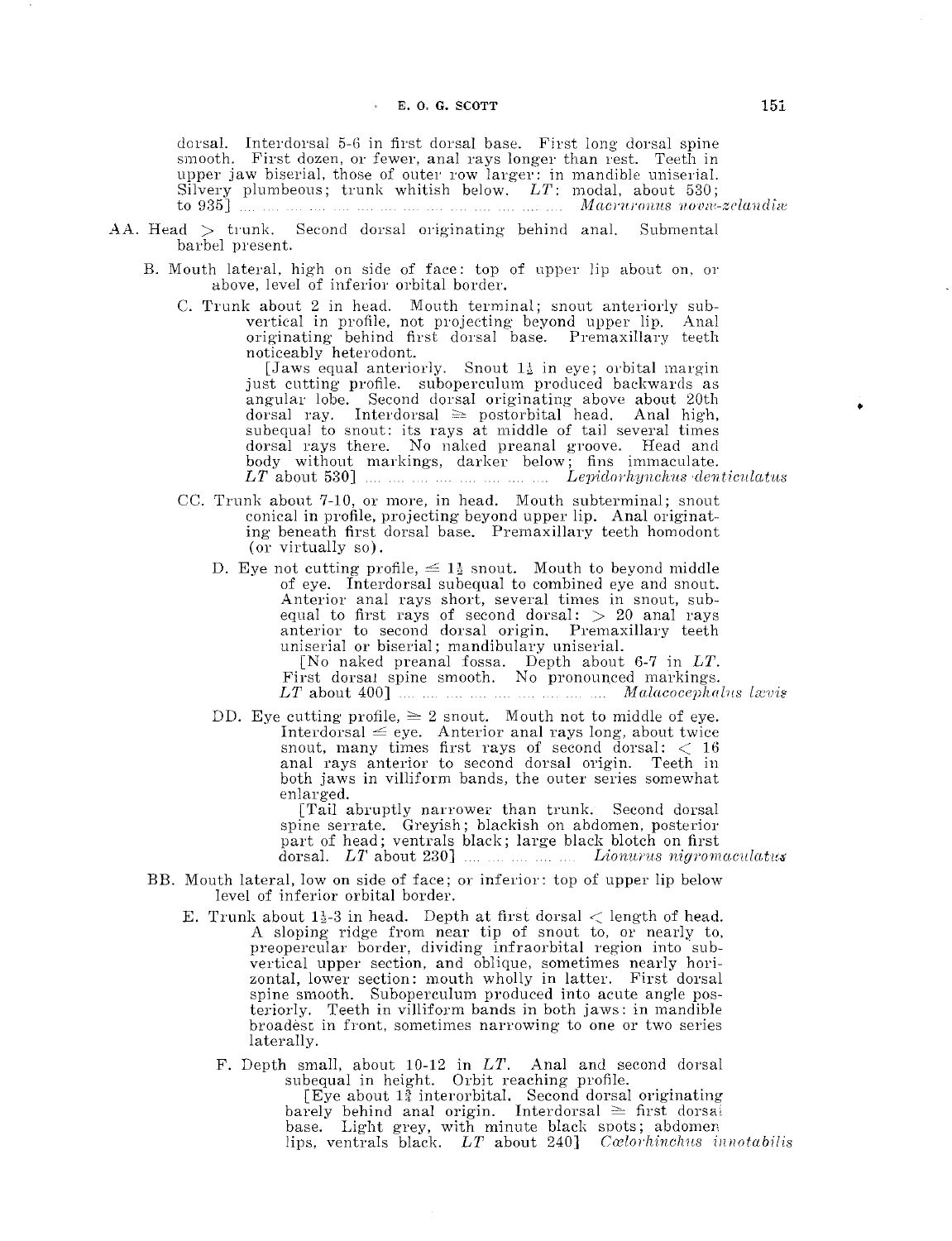dorsal. Interdorsal 5-6 in first dorsal base. First long dorsal spine smooth. First dozen, or fewer, anal rays longer than rest. Teeth in upper jaw biserial, those of outer row larger: in mandible uniserial. Silvery plumbeous; trunk whitish below. *LT*: modal, about 530; to 935] .... .... .... .... .... .... .... .... .... .... .... .... *Macruronus novæ-zelandiæ*

AA. Head > trunk. Second dorsal originating behind anal. Submental barbel present.

B. Mouth lateral, high on side of face: top of upper lip about on, or above, level of inferior orbital border.

C. Trunk about 2 in head. Mouth terminal; snout anteriorly subvertical in profile, not projecting beyond upper lip. Anal originating behind first dorsal base. Premaxillary teeth noticeably heterodont.

[Jaws equal anteriorly. Snout $1\frac{1}{2}$ in eye; orbital margin just cutting profile. suboperculum produced backwards as angular lobe. Second dorsal originating above about 20th dorsal ray. Interdorsal ≥ postorbital head. Anal high, subequal to snout: its rays at middle of tail several times dorsal rays there. No naked preanal groove. Head and body without markings, darker below; fins immaculate. *LT* about 530] .... .... .... .... .... .... .... .... *Lepidorhynchus denticulatus*

CC. Trunk about 7-10, or more, in head. Mouth subterminal; snout conical in profile, projecting beyond upper lip. Anal originating beneath first dorsal base. Premaxillary teeth homodont (or virtually so).

D. Eye not cutting profile, ≤ $1\frac{1}{2}$ snout. Mouth to beyond middle of eye. Interdorsal subequal to combined eye and snout. Anterior anal rays short, several times in snout, subequal to first rays of second dorsal: > 20 anal rays anterior to second dorsal origin. Premaxillary teeth uniserial or biserial; mandibulary uniserial.

[No naked preanal fossa. Depth about 6-7 in *LT*. First dorsal spine smooth. No pronounced markings. *LT* about 400] .... .... .... .... .... .... .... .... .... *Malacocephalus lævis*

DD. Eye cutting profile, ≥ 2 snout. Mouth not to middle of eye. Interdorsal ≤ eye. Anterior anal rays long, about twice snout, many times first rays of second dorsal: < 16 anal rays anterior to second dorsal origin. Teeth in both jaws in villiform bands, the outer series somewhat enlarged.

[Tail abruptly narrower than trunk. Second dorsal spine serrate. Greyish; blackish on abdomen, posterior part of head; ventrals black; large black blotch on first dorsal. *LT* about 230] .... .... .... .... .... *Lionurus nigromaculatus*

BB. Mouth lateral, low on side of face; or inferior: top of upper lip below level of inferior orbital border.

E. Trunk about $1\frac{1}{2}$-3 in head. Depth at first dorsal < length of head. A sloping ridge from near tip of snout to, or nearly to, preopercular border, dividing infraorbital region into subvertical upper section, and oblique, sometimes nearly horizontal, lower section: mouth wholly in latter. First dorsal spine smooth. Suboperculum produced into acute angle posteriorly. Teeth in villiform bands in both jaws: in mandible broadest in front, sometimes narrowing to one or two series laterally.

F. Depth small, about 10-12 in *LT*. Anal and second dorsal subequal in height. Orbit reaching profile.

[Eye about $1\frac{3}{4}$ interorbital. Second dorsal originating barely behind anal origin. Interdorsal ≥ first dorsal base. Light grey, with minute black spots; abdomen lips, ventrals black. *LT* about 240] *Cœlorhinchus innotabilis*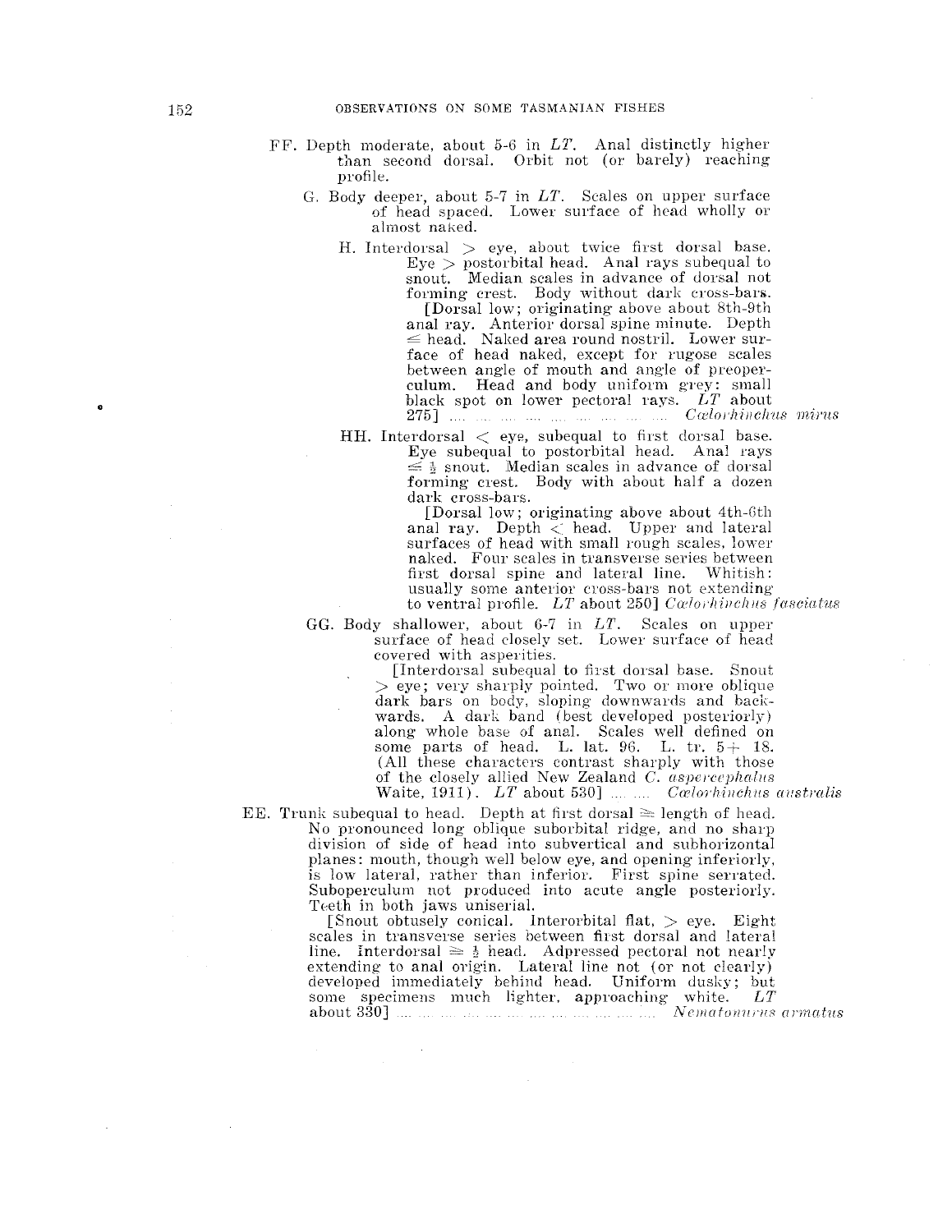FF. Depth moderate, about 5-6 in *LT*. Anal distinctly higher than second dorsal. Orbit not (or barely) reaching profile.

G. Body deeper, about 5-7 in *LT*. Scales on upper surface of head spaced. Lower surface of head wholly or almost naked.

H. Interdorsal > eye, about twice first dorsal base. Eye > postorbital head. Anal rays subequal to snout. Median scales in advance of dorsal not forming crest. Body without dark cross-bars.
[Dorsal low; originating above about 8th-9th anal ray. Anterior dorsal spine minute. Depth ≤ head. Naked area round nostril. Lower surface of head naked, except for rugose scales between angle of mouth and angle of preoperculum. Head and body uniform grey: small black spot on lower pectoral rays. *LT* about 275] .... .... .... .... .... .... .... .... .... *Cœlorhinchus mirus*

HH. Interdorsal < eye, subequal to first dorsal base. Eye subequal to postorbital head. Anal rays ≤ ½ snout. Median scales in advance of dorsal forming crest. Body with about half a dozen dark cross-bars.
[Dorsal low; originating above about 4th-6th anal ray. Depth < head. Upper and lateral surfaces of head with small rough scales, lower naked. Four scales in transverse series between first dorsal spine and lateral line. Whitish: usually some anterior cross-bars not extending to ventral profile. *LT* about 250] *Cœlorhinchus fasciatus*

GG. Body shallower, about 6-7 in *LT*. Scales on upper surface of head closely set. Lower surface of head covered with asperities.
[Interdorsal subequal to first dorsal base. Snout > eye; very sharply pointed. Two or more oblique dark bars on body, sloping downwards and backwards. A dark band (best developed posteriorly) along whole base of anal. Scales well defined on some parts of head. L. lat. 96. L. tr. 5+ 18. (All these characters contrast sharply with those of the closely allied New Zealand *C. aspercephalus* Waite, 1911). *LT* about 530] .... .... *Cœlorhinchus australis*

EE. Trunk subequal to head. Depth at first dorsal ≥ length of head. No pronounced long oblique suborbital ridge, and no sharp division of side of head into subvertical and subhorizontal planes: mouth, though well below eye, and opening inferiorly, is low lateral, rather than inferior. First spine serrated. Suboperculum not produced into acute angle posteriorly. Teeth in both jaws uniserial.
[Snout obtusely conical. Interorbital flat, > eye. Eight scales in transverse series between first dorsal and lateral line. Interdorsal ≥ ½ head. Adpressed pectoral not nearly extending to anal origin. Lateral line not (or not clearly) developed immediately behind head. Uniform dusky; but some specimens much lighter, approaching white. *LT* about 330] .... .... .... .... .... .... .... .... .... .... .... .... *Nematonurus armatus*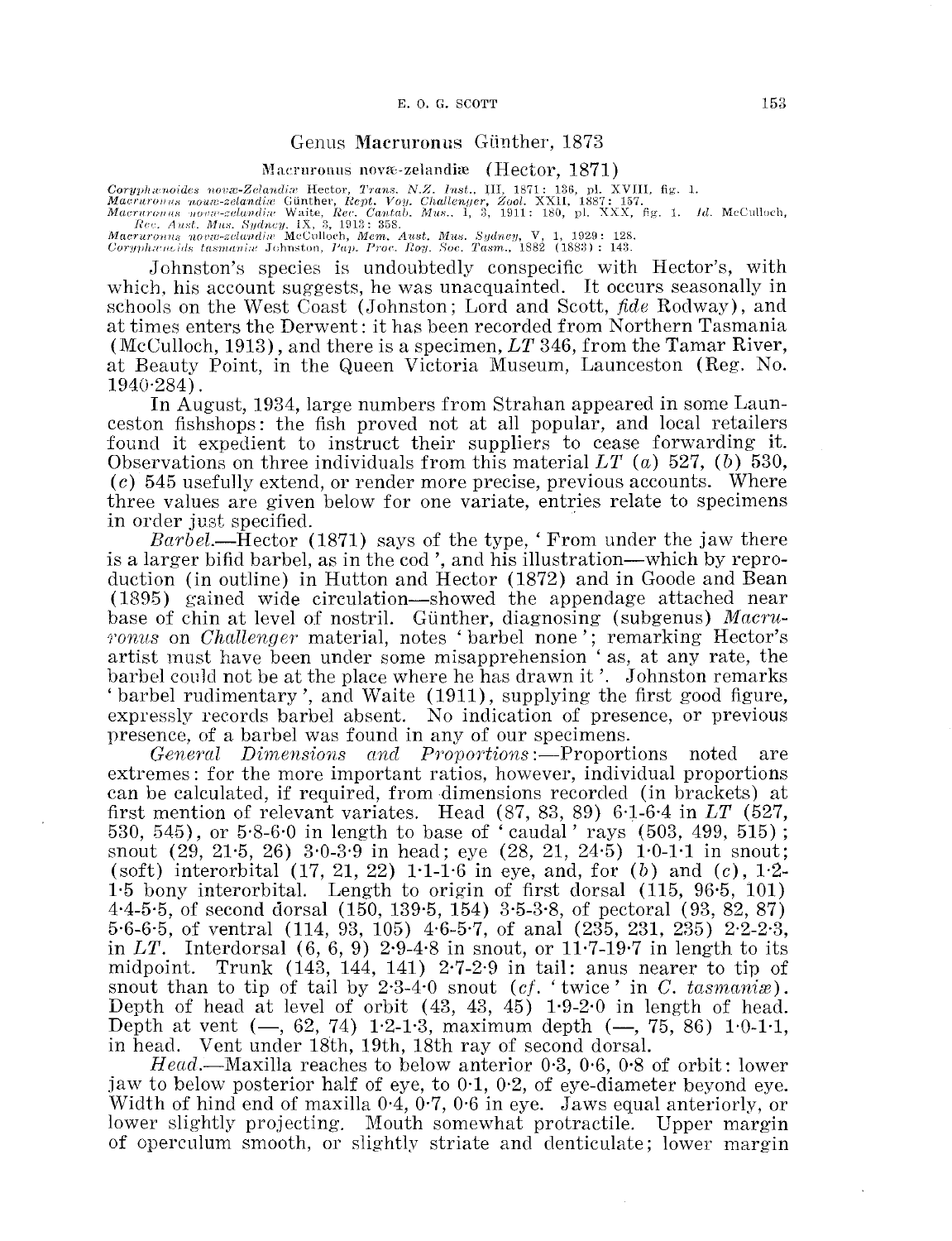## Genus Macruronus Günther, 1873

### Macruronus novæ-zelandiæ (Hector, 1871)

*Coryphænoides novæ-Zelandiæ* Hector, *Trans. N.Z. Inst.*, III, 1871: 136, pl. XVIII, fig. 1.
*Macruronus novæ-zelandiæ* Günther, *Rept. Voy. Challenger, Zool.* XXII, 1887: 157.
*Macruronus novæ-zelandiæ* Waite, *Rec. Cantab. Mus.*, I, 3, 1911: 180, pl. XXX, fig. 1. *Id.* McCulloch, *Rec. Aust. Mus. Sydney*, IX, 3, 1913: 358.
*Macruronus novæ-zelandiæ* McCulloch, *Mem. Aust. Mus. Sydney*, V, 1, 1929: 128.
*Coryphænoids tasmaniæ* Johnston, *Pap. Proc. Roy. Soc. Tasm.*, 1882 (1883): 143.

Johnston's species is undoubtedly conspecific with Hector's, with which, his account suggests, he was unacquainted. It occurs seasonally in schools on the West Coast (Johnston; Lord and Scott, *fide* Rodway), and at times enters the Derwent: it has been recorded from Northern Tasmania (McCulloch, 1913), and there is a specimen, *LT* 346, from the Tamar River, at Beauty Point, in the Queen Victoria Museum, Launceston (Reg. No. 1940·284).

In August, 1934, large numbers from Strahan appeared in some Launceston fishshops: the fish proved not at all popular, and local retailers found it expedient to instruct their suppliers to cease forwarding it. Observations on three individuals from this material *LT* (*a*) 527, (*b*) 530, (*c*) 545 usefully extend, or render more precise, previous accounts. Where three values are given below for one variate, entries relate to specimens in order just specified.

*Barbel.*—Hector (1871) says of the type, 'From under the jaw there is a larger bifid barbel, as in the cod', and his illustration—which by reproduction (in outline) in Hutton and Hector (1872) and in Goode and Bean (1895) gained wide circulation—showed the appendage attached near base of chin at level of nostril. Günther, diagnosing (subgenus) *Macruronus* on *Challenger* material, notes 'barbel none'; remarking Hector's artist must have been under some misapprehension 'as, at any rate, the barbel could not be at the place where he has drawn it'. Johnston remarks 'barbel rudimentary', and Waite (1911), supplying the first good figure, expressly records barbel absent. No indication of presence, or previous presence, of a barbel was found in any of our specimens.

*General Dimensions and Proportions*:—Proportions noted are extremes: for the more important ratios, however, individual proportions can be calculated, if required, from dimensions recorded (in brackets) at first mention of relevant variates. Head (87, 83, 89) 6·1-6·4 in *LT* (527, 530, 545), or 5·8-6·0 in length to base of 'caudal' rays (503, 499, 515); snout (29, 21·5, 26) 3·0-3·9 in head; eye (28, 21, 24·5) 1·0-1·1 in snout; (soft) interorbital (17, 21, 22) 1·1-1·6 in eye, and, for (*b*) and (*c*), 1·2-1·5 bony interorbital. Length to origin of first dorsal (115, 96·5, 101) 4·4-5·5, of second dorsal (150, 139·5, 154) 3·5-3·8, of pectoral (93, 82, 87) 5·6-6·5, of ventral (114, 93, 105) 4·6-5·7, of anal (235, 231, 235) 2·2-2·3, in *LT*. Interdorsal (6, 6, 9) 2·9-4·8 in snout, or 11·7-19·7 in length to its midpoint. Trunk (143, 144, 141) 2·7-2·9 in tail: anus nearer to tip of snout than to tip of tail by 2·3-4·0 snout (*cf.* 'twice' in *C. tasmaniæ*). Depth of head at level of orbit (43, 43, 45) 1·9-2·0 in length of head. Depth at vent (—, 62, 74) 1·2-1·3, maximum depth (—, 75, 86) 1·0-1·1, in head. Vent under 18th, 19th, 18th ray of second dorsal.

*Head.*—Maxilla reaches to below anterior 0·3, 0·6, 0·8 of orbit: lower jaw to below posterior half of eye, to 0·1, 0·2, of eye-diameter beyond eye. Width of hind end of maxilla 0·4, 0·7, 0·6 in eye. Jaws equal anteriorly, or lower slightly projecting. Mouth somewhat protractile. Upper margin of operculum smooth, or slightly striate and denticulate; lower margin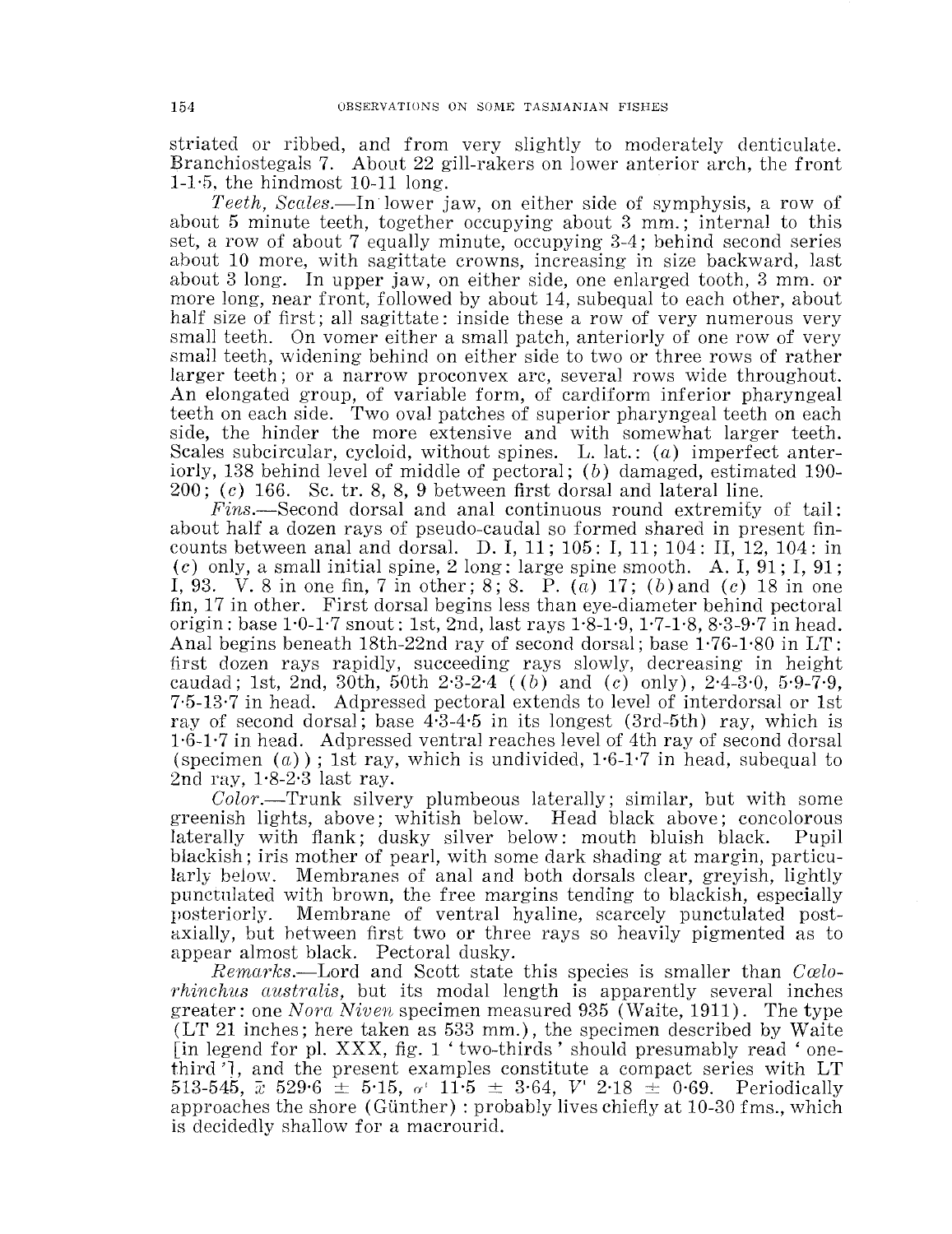striated or ribbed, and from very slightly to moderately denticulate. Branchiostegals 7. About 22 gill-rakers on lower anterior arch, the front 1-1·5, the hindmost 10-11 long.

*Teeth, Scales.*—In lower jaw, on either side of symphysis, a row of about 5 minute teeth, together occupying about 3 mm.; internal to this set, a row of about 7 equally minute, occupying 3-4; behind second series about 10 more, with sagittate crowns, increasing in size backward, last about 3 long. In upper jaw, on either side, one enlarged tooth, 3 mm. or more long, near front, followed by about 14, subequal to each other, about half size of first; all sagittate: inside these a row of very numerous very small teeth. On vomer either a small patch, anteriorly of one row of very small teeth, widening behind on either side to two or three rows of rather larger teeth; or a narrow proconvex arc, several rows wide throughout. An elongated group, of variable form, of cardiform inferior pharyngeal teeth on each side. Two oval patches of superior pharyngeal teeth on each side, the hinder the more extensive and with somewhat larger teeth. Scales subcircular, cycloid, without spines. L. lat.: (*a*) imperfect anteriorly, 138 behind level of middle of pectoral; (*b*) damaged, estimated 190-200; (*c*) 166. Sc. tr. 8, 8, 9 between first dorsal and lateral line.

*Fins.*—Second dorsal and anal continuous round extremity of tail: about half a dozen rays of pseudo-caudal so formed shared in present fin-counts between anal and dorsal. D. I, 11; 105: I, 11; 104: II, 12, 104: in (*c*) only, a small initial spine, 2 long: large spine smooth. A. I, 91; I, 91; I, 93. V. 8 in one fin, 7 in other; 8; 8. P. (*a*) 17; (*b*) and (*c*) 18 in one fin, 17 in other. First dorsal begins less than eye-diameter behind pectoral origin: base 1·0-1·7 snout: 1st, 2nd, last rays 1·8-1·9, 1·7-1·8, 8·3-9·7 in head. Anal begins beneath 18th-22nd ray of second dorsal; base 1·76-1·80 in LT: first dozen rays rapidly, succeeding rays slowly, decreasing in height caudad; 1st, 2nd, 30th, 50th 2·3-2·4 ((*b*) and (*c*) only), 2·4-3·0, 5·9-7·9, 7·5-13·7 in head. Adpressed pectoral extends to level of interdorsal or 1st ray of second dorsal; base 4·3-4·5 in its longest (3rd-5th) ray, which is 1·6-1·7 in head. Adpressed ventral reaches level of 4th ray of second dorsal (specimen (*a*)); 1st ray, which is undivided, 1·6-1·7 in head, subequal to 2nd ray, 1·8-2·3 last ray.

*Color.*—Trunk silvery plumbeous laterally; similar, but with some greenish lights, above; whitish below. Head black above; concolorous laterally with flank; dusky silver below: mouth bluish black. Pupil blackish; iris mother of pearl, with some dark shading at margin, particularly below. Membranes of anal and both dorsals clear, greyish, lightly punctulated with brown, the free margins tending to blackish, especially posteriorly. Membrane of ventral hyaline, scarcely punctulated post-axially, but between first two or three rays so heavily pigmented as to appear almost black. Pectoral dusky.

*Remarks.*—Lord and Scott state this species is smaller than *Cœlorhinchus australis*, but its modal length is apparently several inches greater: one *Nora Niven* specimen measured 935 (Waite, 1911). The type (LT 21 inches; here taken as 533 mm.), the specimen described by Waite [in legend for pl. XXX, fig. 1 'two-thirds' should presumably read 'one-third'], and the present examples constitute a compact series with LT 513-545, $\bar{x}$ 529·6 ± 5·15, $\sigma'$ 11·5 ± 3·64, $V'$ 2·18 ± 0·69. Periodically approaches the shore (Günther): probably lives chiefly at 10-30 fms., which is decidedly shallow for a macrourid.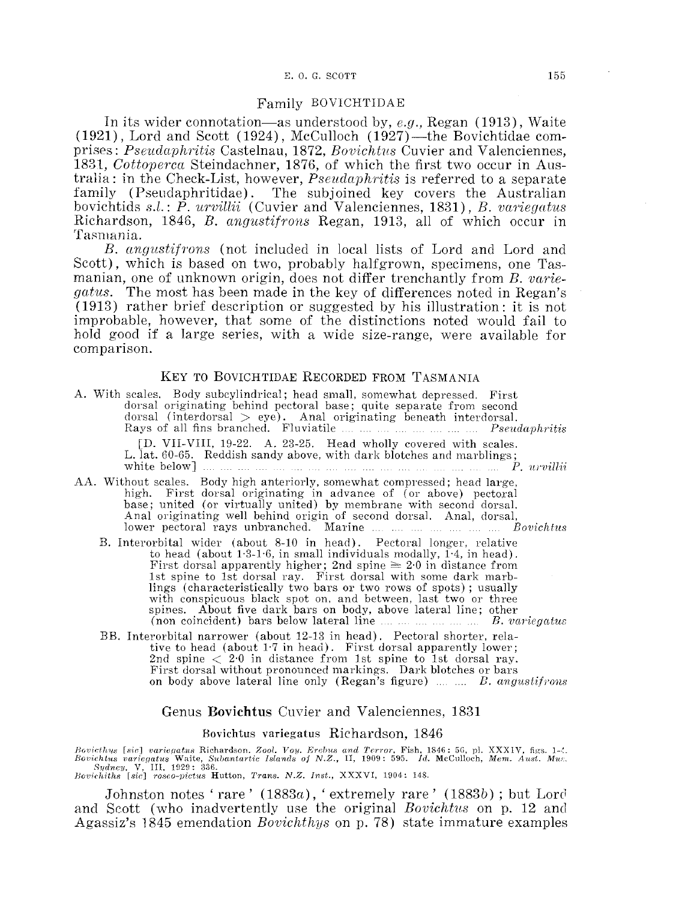## Family BOVICHTIDAE

In its wider connotation—as understood by, *e.g.*, Regan (1913), Waite (1921), Lord and Scott (1924), McCulloch (1927)—the Bovichtidae comprises: *Pseudaphritis* Castelnau, 1872, *Bovichtus* Cuvier and Valenciennes, 1831, *Cottoperca* Steindachner, 1876, of which the first two occur in Australia: in the Check-List, however, *Pseudaphritis* is referred to a separate family (Pseudaphritidae). The subjoined key covers the Australian bovichtids *s.l.*: *P. urvillii* (Cuvier and Valenciennes, 1831), *B. variegatus* Richardson, 1846, *B. angustifrons* Regan, 1913, all of which occur in Tasmania.

*B. angustifrons* (not included in local lists of Lord and Lord and Scott), which is based on two, probably halfgrown, specimens, one Tasmanian, one of unknown origin, does not differ trenchantly from *B. variegatus*. The most has been made in the key of differences noted in Regan's (1913) rather brief description or suggested by his illustration: it is not improbable, however, that some of the distinctions noted would fail to hold good if a large series, with a wide size-range, were available for comparison.

### Key to Bovichtidae Recorded from Tasmania

A. With scales. Body subcylindrical; head small, somewhat depressed. First dorsal originating behind pectoral base; quite separate from second dorsal (interdorsal > eye). Anal originating beneath interdorsal. Rays of all fins branched. Fluviatile .... .... .... .... .... .... .... *Pseudaphritis*

[D. VII-VIII, 19-22. A. 23-25. Head wholly covered with scales. L. lat. 60-65. Reddish sandy above, with dark blotches and marblings; white below] .... .... .... .... .... .... .... .... .... .... .... *P. urvillii*

AA. Without scales. Body high anteriorly, somewhat compressed; head large, high. First dorsal originating in advance of (or above) pectoral base; united (or virtually united) by membrane with second dorsal. Anal originating well behind origin of second dorsal. Anal, dorsal, lower pectoral rays unbranched. Marine .... .... .... .... .... .... *Bovichtus*

B. Interorbital wider (about 8-10 in head). Pectoral longer, relative to head (about 1·3-1·6, in small individuals modally, 1·4, in head). First dorsal apparently higher; 2nd spine ≅ 2·0 in distance from 1st spine to 1st dorsal ray. First dorsal with some dark marblings (characteristically two bars or two rows of spots); usually with conspicuous black spot on, and between, last two or three spines. About five dark bars on body, above lateral line; other (non coincident) bars below lateral line .... .... .... .... .... *B. variegatus*

BB. Interorbital narrower (about 12-13 in head). Pectoral shorter, relative to head (about 1·7 in head). First dorsal apparently lower; 2nd spine < 2·0 in distance from 1st spine to 1st dorsal ray. First dorsal without pronounced markings. Dark blotches or bars on body above lateral line only (Regan's figure) .... .... *B. angustifrons*

## Genus **Bovichtus** Cuvier and Valenciennes, 1831

### Bovichtus variegatus Richardson, 1846

*Bovicthys* [*sic*] *variegatus* Richardson. *Zool. Voy. Erebus and Terror*, Fish, 1846: 56, pl. XXXIV, figs. 1-4.
*Bovichtus variegatus* Waite, *Subantartic Islands of N.Z.*, II, 1909: 595. *Id.* McCulloch, *Mem. Aust. Mus. Sydney*, V, III, 1929: 336.
*Bovichiths* [*sic*] *roseo-pictus* Hutton, *Trans. N.Z. Inst.*, XXXVI, 1904: 148.

Johnston notes 'rare' (1883*a*), 'extremely rare' (1883*b*); but Lord and Scott (who inadvertently use the original *Bovichtus* on p. 12 and Agassiz's 1845 emendation *Bovichthys* on p. 78) state immature examples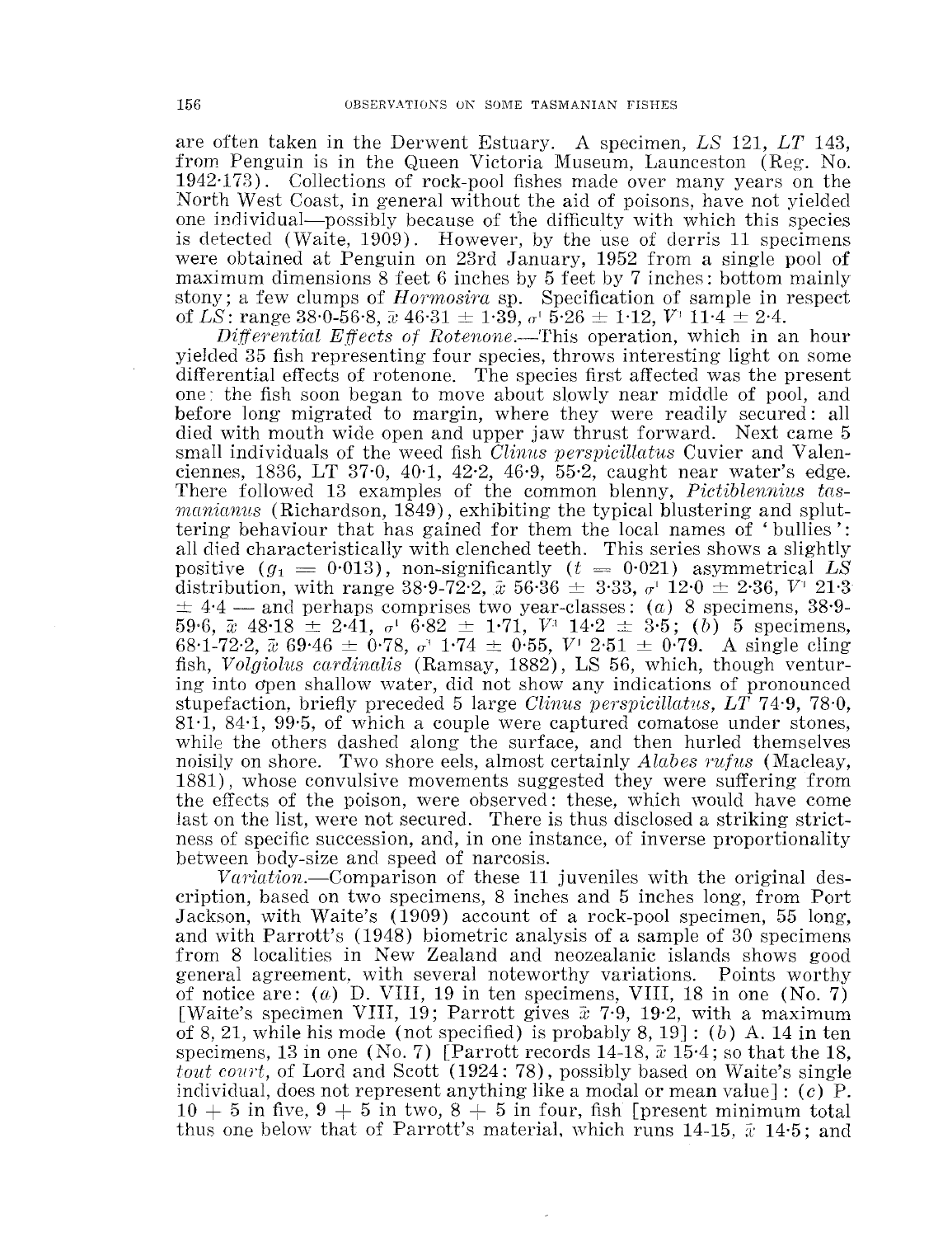are often taken in the Derwent Estuary. A specimen, *LS* 121, *LT* 143, from Penguin is in the Queen Victoria Museum, Launceston (Reg. No. 1942·173). Collections of rock-pool fishes made over many years on the North West Coast, in general without the aid of poisons, have not yielded one individual—possibly because of the difficulty with which this species is detected (Waite, 1909). However, by the use of derris 11 specimens were obtained at Penguin on 23rd January, 1952 from a single pool of maximum dimensions 8 feet 6 inches by 5 feet by 7 inches: bottom mainly stony; a few clumps of *Hormosira* sp. Specification of sample in respect of *LS*: range 38·0-56·8, $\bar{x}$ 46·31 ± 1·39, $\sigma^1$ 5·26 ± 1·12, $V^1$ 11·4 ± 2·4.

*Differential Effects of Rotenone.*—This operation, which in an hour yielded 35 fish representing four species, throws interesting light on some differential effects of rotenone. The species first affected was the present one: the fish soon began to move about slowly near middle of pool, and before long migrated to margin, where they were readily secured: all died with mouth wide open and upper jaw thrust forward. Next came 5 small individuals of the weed fish *Clinus perspicillatus* Cuvier and Valenciennes, 1836, LT 37·0, 40·1, 42·2, 46·9, 55·2, caught near water's edge. There followed 13 examples of the common blenny, *Pictiblennius tasmanianus* (Richardson, 1849), exhibiting the typical blustering and spluttering behaviour that has gained for them the local names of 'bullies': all died characteristically with clenched teeth. This series shows a slightly positive ($g_1$ = 0·013), non-significantly ($t$ = 0·021) asymmetrical *LS* distribution, with range 38·9-72·2, $\bar{x}$ 56·36 ± 3·33, $\sigma^1$ 12·0 ± 2·36, $V^1$ 21·3 ± 4·4 — and perhaps comprises two year-classes: (*a*) 8 specimens, 38·9-59·6, $\bar{x}$ 48·18 ± 2·41, $\sigma^1$ 6·82 ± 1·71, $V^1$ 14·2 ± 3·5; (*b*) 5 specimens, 68·1-72·2, $\bar{x}$ 69·46 ± 0·78, $\sigma^1$ 1·74 ± 0·55, $V^1$ 2·51 ± 0·79. A single cling fish, *Volgiolus cardinalis* (Ramsay, 1882), LS 56, which, though venturing into open shallow water, did not show any indications of pronounced stupefaction, briefly preceded 5 large *Clinus perspicillatus*, *LT* 74·9, 78·0, 81·1, 84·1, 99·5, of which a couple were captured comatose under stones, while the others dashed along the surface, and then hurled themselves noisily on shore. Two shore eels, almost certainly *Alabes rufus* (Macleay, 1881), whose convulsive movements suggested they were suffering from the effects of the poison, were observed: these, which would have come last on the list, were not secured. There is thus disclosed a striking strictness of specific succession, and, in one instance, of inverse proportionality between body-size and speed of narcosis.

*Variation.*—Comparison of these 11 juveniles with the original description, based on two specimens, 8 inches and 5 inches long, from Port Jackson, with Waite's (1909) account of a rock-pool specimen, 55 long, and with Parrott's (1948) biometric analysis of a sample of 30 specimens from 8 localities in New Zealand and neozealanic islands shows good general agreement, with several noteworthy variations. Points worthy of notice are: (*a*) D. VIII, 19 in ten specimens, VIII, 18 in one (No. 7) [Waite's specimen VIII, 19; Parrott gives $\bar{x}$ 7·9, 19·2, with a maximum of 8, 21, while his mode (not specified) is probably 8, 19]: (*b*) A. 14 in ten specimens, 13 in one (No. 7) [Parrott records 14-18, $\bar{x}$ 15·4; so that the 18, *tout court*, of Lord and Scott (1924: 78), possibly based on Waite's single individual, does not represent anything like a modal or mean value]: (*c*) P. 10 + 5 in five, 9 + 5 in two, 8 + 5 in four, fish [present minimum total thus one below that of Parrott's material, which runs 14-15, $\bar{x}$ 14·5; and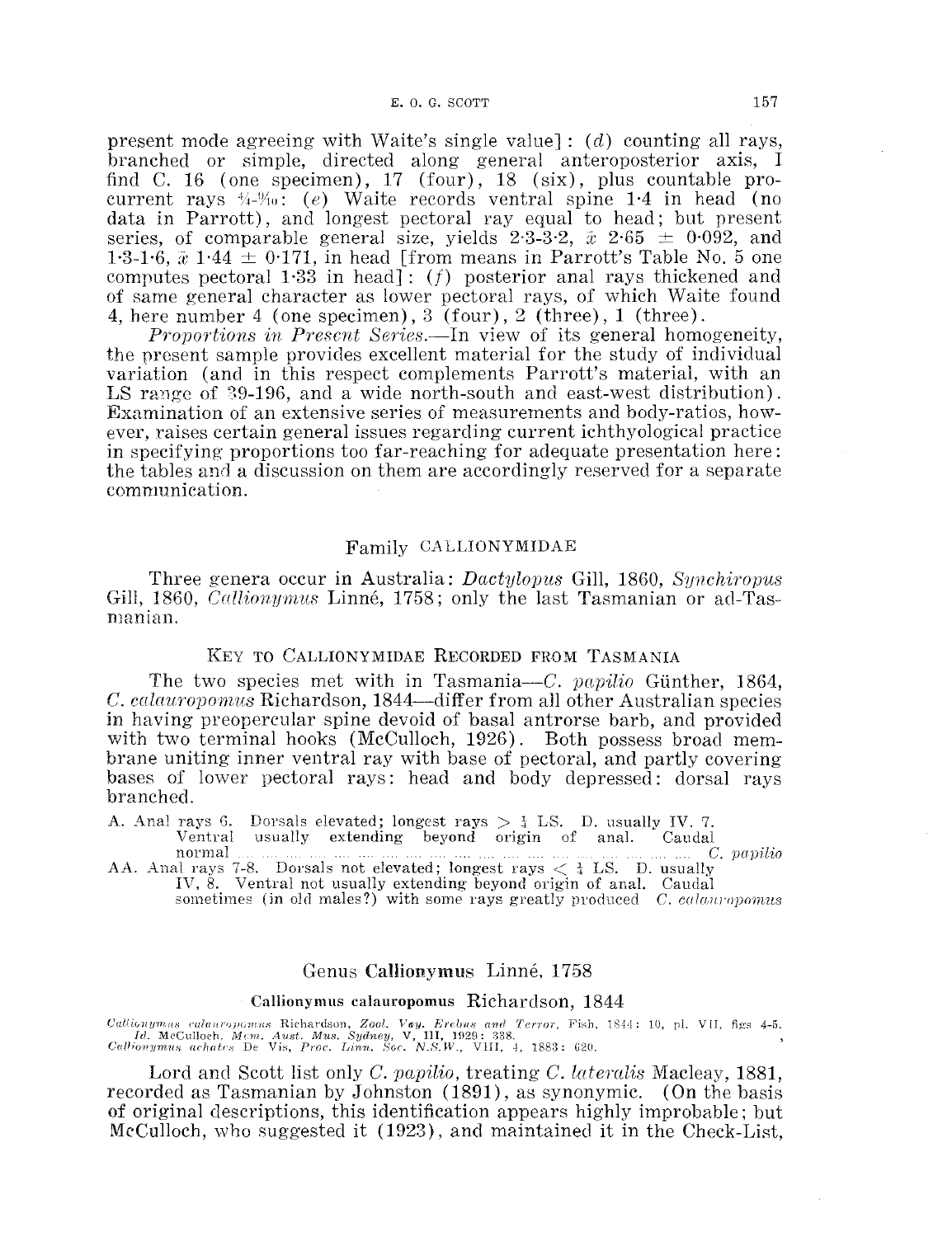present mode agreeing with Waite's single value]: (*d*) counting all rays, branched or simple, directed along general anteroposterior axis, I find C. 16 (one specimen), 17 (four), 18 (six), plus countable procurrent rays $\frac{4}{4}$-$\frac{8}{10}$: (*e*) Waite records ventral spine 1·4 in head (no data in Parrott), and longest pectoral ray equal to head; but present series, of comparable general size, yields 2·3-3·2, $\bar{x}$ 2·65 ± 0·092, and 1·3-1·6, $\bar{x}$ 1·44 ± 0·171, in head [from means in Parrott's Table No. 5 one computes pectoral 1·33 in head]: (*f*) posterior anal rays thickened and of same general character as lower pectoral rays, of which Waite found 4, here number 4 (one specimen), 3 (four), 2 (three), 1 (three).

*Proportions in Present Series.*—In view of its general homogeneity, the present sample provides excellent material for the study of individual variation (and in this respect complements Parrott's material, with an LS range of 39-196, and a wide north-south and east-west distribution). Examination of an extensive series of measurements and body-ratios, however, raises certain general issues regarding current ichthyological practice in specifying proportions too far-reaching for adequate presentation here: the tables and a discussion on them are accordingly reserved for a separate communication.

## Family CALLIONYMIDAE

Three genera occur in Australia: *Dactylopus* Gill, 1860, *Synchiropus* Gill, 1860, *Callionymus* Linné, 1758; only the last Tasmanian or ad-Tasmanian.

### KEY TO CALLIONYMIDAE RECORDED FROM TASMANIA

The two species met with in Tasmania—*C. papilio* Günther, 1864, *C. calauropomus* Richardson, 1844—differ from all other Australian species in having preopercular spine devoid of basal antrorse barb, and provided with two terminal hooks (McCulloch, 1926). Both possess broad membrane uniting inner ventral ray with base of pectoral, and partly covering bases of lower pectoral rays: head and body depressed: dorsal rays branched.

A. Anal rays 6. Dorsals elevated; longest rays > $\frac{1}{4}$ LS. D. usually IV. 7. Ventral usually extending beyond origin of anal. Caudal normal .... .... .... .... .... .... .... .... .... .... .... .... *C. papilio*

AA. Anal rays 7-8. Dorsals not elevated; longest rays < $\frac{1}{4}$ LS. D. usually IV, 8. Ventral not usually extending beyond origin of anal. Caudal sometimes (in old males?) with some rays greatly produced *C. calauropomus*

## Genus **Callionymus** Linné, 1758

### **Callionymus calauropomus** Richardson, 1844

*Callionymus calauropomus* Richardson, *Zool. Voy. Erebus and Terror*, Fish, 1844: 10, pl. VII, figs 4-5. *Id.* McCulloch, *Mem. Aust. Mus. Sydney*, V, III, 1929: 338.
*Callionymus achates* De Vis, *Proc. Linn. Soc. N.S.W.*, VIII, 4, 1883: 620.

Lord and Scott list only *C. papilio*, treating *C. lateralis* Macleay, 1881, recorded as Tasmanian by Johnston (1891), as synonymic. (On the basis of original descriptions, this identification appears highly improbable; but McCulloch, who suggested it (1923), and maintained it in the Check-List,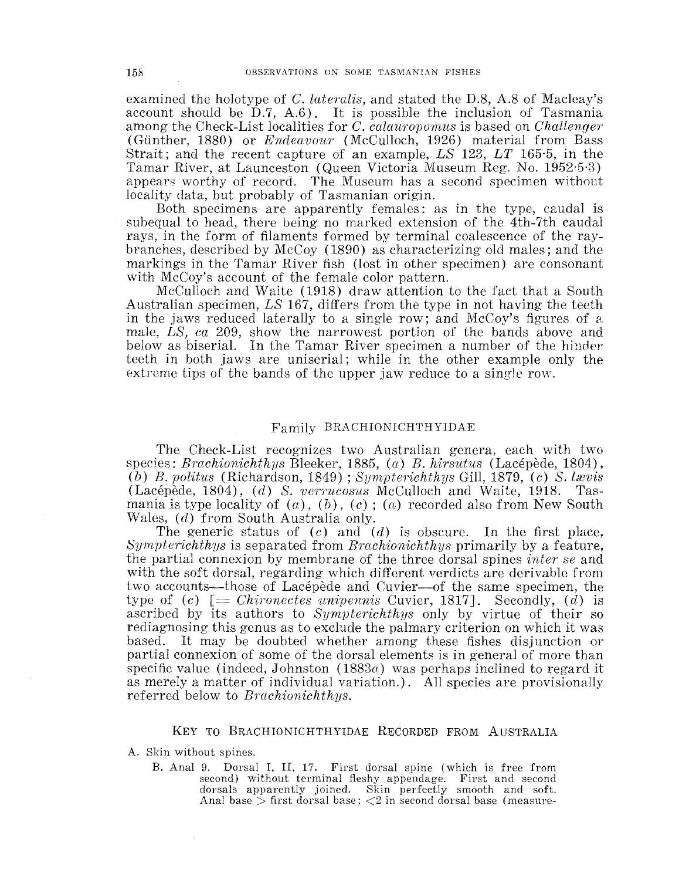examined the holotype of *C. lateralis*, and stated the D.8, A.8 of Macleay's account should be D.7, A.6). It is possible the inclusion of Tasmania among the Check-List localities for *C. calauropomus* is based on *Challenger* (Günther, 1880) or *Endeavour* (McCulloch, 1926) material from Bass Strait; and the recent capture of an example, *LS* 123, *LT* 165·5, in the Tamar River, at Launceston (Queen Victoria Museum Reg. No. 1952·5·3) appears worthy of record. The Museum has a second specimen without locality data, but probably of Tasmanian origin.

Both specimens are apparently females: as in the type, caudal is subequal to head, there being no marked extension of the 4th-7th caudal rays, in the form of filaments formed by terminal coalescence of the ray-branches, described by McCoy (1890) as characterizing old males; and the markings in the Tamar River fish (lost in other specimen) are consonant with McCoy's account of the female color pattern.

McCulloch and Waite (1918) draw attention to the fact that a South Australian specimen, *LS* 167, differs from the type in not having the teeth in the jaws reduced laterally to a single row; and McCoy's figures of a male, *LS, ca* 209, show the narrowest portion of the bands above and below as biserial. In the Tamar River specimen a number of the hinder teeth in both jaws are uniserial; while in the other example only the extreme tips of the bands of the upper jaw reduce to a single row.

## Family BRACHIONICHTHYIDAE

The Check-List recognizes two Australian genera, each with two species: *Brachionichthys* Bleeker, 1885, (*a*) *B. hirsutus* (Lacépède, 1804), (*b*) *B. politus* (Richardson, 1849); *Sympterichthys* Gill, 1879, (*c*) *S. lævis* (Lacépède, 1804), (*d*) *S. verrucosus* McCulloch and Waite, 1918. Tasmania is type locality of (*a*), (*b*), (*c*); (*a*) recorded also from New South Wales, (*d*) from South Australia only.

The generic status of (*c*) and (*d*) is obscure. In the first place, *Sympterichthys* is separated from *Brachionichthys* primarily by a feature, the partial connexion by membrane of the three dorsal spines *inter se* and with the soft dorsal, regarding which different verdicts are derivable from two accounts—those of Lacépède and Cuvier—of the same specimen, the type of (*c*) [= *Chironectes unipennis* Cuvier, 1817]. Secondly, (*d*) is ascribed by its authors to *Sympterichthys* only by virtue of their so rediagnosing this genus as to exclude the palmary criterion on which it was based. It may be doubted whether among these fishes disjunction or partial connexion of some of the dorsal elements is in general of more than specific value (indeed, Johnston (1883*a*) was perhaps inclined to regard it as merely a matter of individual variation.). All species are provisionally referred below to *Brachionichthys*.

### KEY TO BRACHIONICHTHYIDAE RECORDED FROM AUSTRALIA

A. Skin without spines.

B. Anal 9. Dorsal I, II, 17. First dorsal spine (which is free from second) without terminal fleshy appendage. First and second dorsals apparently joined. Skin perfectly smooth and soft. Anal base > first dorsal base; <2 in second dorsal base (measure-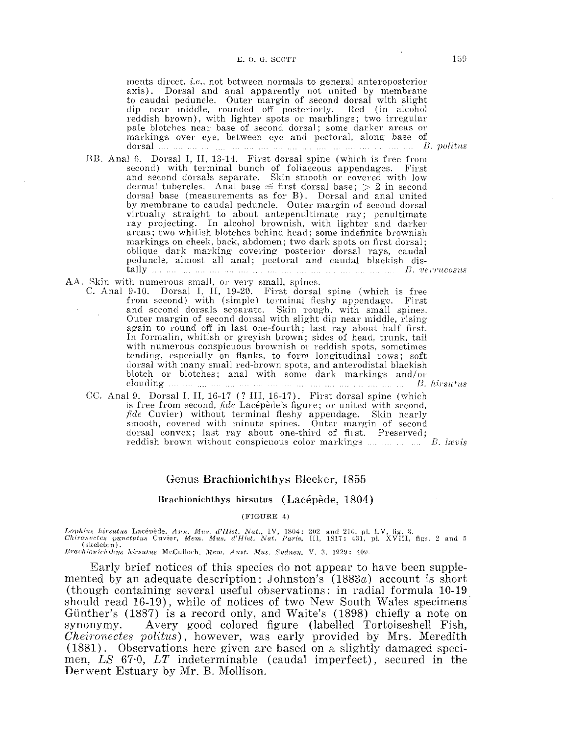ments direct, *i.e.*, not between normals to general anteroposterior axis). Dorsal and anal apparently not united by membrane to caudal peduncle. Outer margin of second dorsal with slight dip near middle, rounded off posteriorly. Red (in alcohol reddish brown), with lighter spots or marblings; two irregular pale blotches near base of second dorsal; some darker areas or markings over eye, between eye and pectoral, along base of dorsal .... .... .... .... .... .... .... .... .... .... .... .... .... .... .... .... .... *B. politus*

BB. Anal 6. Dorsal I, II, 13-14. First dorsal spine (which is free from second) with terminal bunch of foliaceous appendages. First and second dorsals separate. Skin smooth or covered with low dermal tubercles. Anal base ≦ first dorsal base; > 2 in second dorsal base (measurements as for B). Dorsal and anal united by membrane to caudal peduncle. Outer margin of second dorsal virtually straight to about antepenultimate ray; penultimate ray projecting. In alcohol brownish, with lighter and darker areas; two whitish blotches behind head; some indefinite brownish markings on cheek, back, abdomen; two dark spots on first dorsal; oblique dark marking covering posterior dorsal rays, caudal peduncle, almost all anal; pectoral and caudal blackish distally .... .... .... .... .... .... .... .... .... .... .... .... .... .... .... .... *B. verrucosus*

AA. Skin with numerous small, or very small, spines.

C. Anal 9-10. Dorsal I, II, 19-20. First dorsal spine (which is free from second) with (simple) terminal fleshy appendage. First and second dorsals separate. Skin rough, with small spines. Outer margin of second dorsal with slight dip near middle, rising again to round off in last one-fourth; last ray about half first. In formalin, whitish or greyish brown; sides of head, trunk, tail with numerous conspicuous brownish or reddish spots, sometimes tending, especially on flanks, to form longitudinal rows; soft dorsal with many small red-brown spots, and anterodistal blackish blotch or blotches; anal with some dark markings and/or clouding .... .... .... .... .... .... .... .... .... .... .... .... .... .... .... .... *B. hirsutus*

CC. Anal 9. Dorsal I, II, 16-17 (? III, 16-17). First dorsal spine (which is free from second, *fide* Lacépède's figure; or united with second, *fide* Cuvier) without terminal fleshy appendage. Skin nearly smooth, covered with minute spines. Outer margin of second dorsal convex; last ray about one-third of first. Preserved; reddish brown without conspicuous color markings .... .... .... .... *B. lævis*

## Genus **Brachionichthys** Bleeker, 1855

### Brachionichthys hirsutus (Lacépède, 1804)

(FIGURE 4)

*Lophius hirsutus* Lacépède, *Ann. Mus. d'Hist. Nat.*, IV, 1804: 202 and 210, pl. LV, fig. 3.
*Chironectes punctatus* Cuvier, *Mem. Mus. d'Hist. Nat. Paris*, III, 1817: 431, pl. XVIII, figs. 2 and 5 (skeleton).
*Brachionichthys hirsutus* McCulloch, *Mem. Aust. Mus. Sydney*, V, 3, 1929: 409.

Early brief notices of this species do not appear to have been supplemented by an adequate description: Johnston's (1883*a*) account is short (though containing several useful observations: in radial formula 10-19 should read 16-19), while of notices of two New South Wales specimens Günther's (1887) is a record only, and Waite's (1898) chiefly a note on synonymy. A very good colored figure (labelled Tortoiseshell Fish, *Cheironectes politus*), however, was early provided by Mrs. Meredith (1881). Observations here given are based on a slightly damaged specimen, *LS* 67·0, *LT* indeterminable (caudal imperfect), secured in the Derwent Estuary by Mr. B. Mollison.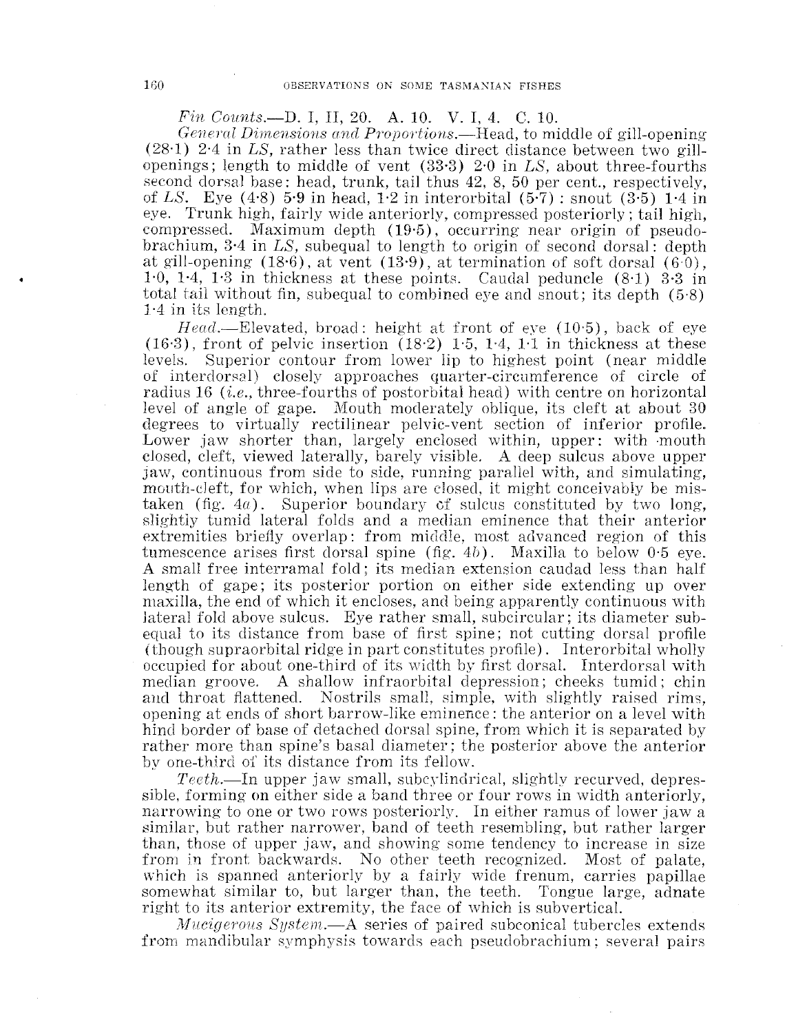*Fin Counts*.—D. I, II, 20. A. 10. V. I, 4. C. 10.

*General Dimensions and Proportions*.—Head, to middle of gill-opening (28·1) 2·4 in *LS*, rather less than twice direct distance between two gill-openings; length to middle of vent (33·3) 2·0 in *LS*, about three-fourths second dorsal base: head, trunk, tail thus 42, 8, 50 per cent., respectively, of *LS*. Eye (4·8) 5·9 in head, 1·2 in interorbital (5·7): snout (3·5) 1·4 in eye. Trunk high, fairly wide anteriorly, compressed posteriorly; tail high, compressed. Maximum depth (19·5), occurring near origin of pseudobrachium, 3·4 in *LS*, subequal to length to origin of second dorsal: depth at gill-opening (18·6), at vent (13·9), at termination of soft dorsal (6·0), 1·0, 1·4, 1·3 in thickness at these points. Caudal peduncle (8·1) 3·3 in total tail without fin, subequal to combined eye and snout; its depth (5·8) 1·4 in its length.

*Head*.—Elevated, broad: height at front of eye (10·5), back of eye (16·3), front of pelvic insertion (18·2) 1·5, 1·4, 1·1 in thickness at these levels. Superior contour from lower lip to highest point (near middle of interdorsal) closely approaches quarter-circumference of circle of radius 16 (*i.e.*, three-fourths of postorbital head) with centre on horizontal level of angle of gape. Mouth moderately oblique, its cleft at about 30 degrees to virtually rectilinear pelvic-vent section of inferior profile. Lower jaw shorter than, largely enclosed within, upper: with mouth closed, cleft, viewed laterally, barely visible. A deep sulcus above upper jaw, continuous from side to side, running parallel with, and simulating, mouth-cleft, for which, when lips are closed, it might conceivably be mistaken (fig. 4*a*). Superior boundary of sulcus constituted by two long, slightly tumid lateral folds and a median eminence that their anterior extremities briefly overlap: from middle, most advanced region of this tumescence arises first dorsal spine (fig. 4*b*). Maxilla to below 0·5 eye. A small free interramal fold; its median extension caudad less than half length of gape; its posterior portion on either side extending up over maxilla, the end of which it encloses, and being apparently continuous with lateral fold above sulcus. Eye rather small, subcircular; its diameter subequal to its distance from base of first spine; not cutting dorsal profile (though supraorbital ridge in part constitutes profile). Interorbital wholly occupied for about one-third of its width by first dorsal. Interdorsal with median groove. A shallow infraorbital depression; cheeks tumid; chin and throat flattened. Nostrils small, simple, with slightly raised rims, opening at ends of short barrow-like eminence: the anterior on a level with hind border of base of detached dorsal spine, from which it is separated by rather more than spine's basal diameter; the posterior above the anterior by one-third of its distance from its fellow.

*Teeth*.—In upper jaw small, subcylindrical, slightly recurved, depressible, forming on either side a band three or four rows in width anteriorly, narrowing to one or two rows posteriorly. In either ramus of lower jaw a similar, but rather narrower, band of teeth resembling, but rather larger than, those of upper jaw, and showing some tendency to increase in size from in front backwards. No other teeth recognized. Most of palate, which is spanned anteriorly by a fairly wide frenum, carries papillae somewhat similar to, but larger than, the teeth. Tongue large, adnate right to its anterior extremity, the face of which is subvertical.

*Mucigerous System*.—A series of paired subconical tubercles extends from mandibular symphysis towards each pseudobrachium; several pairs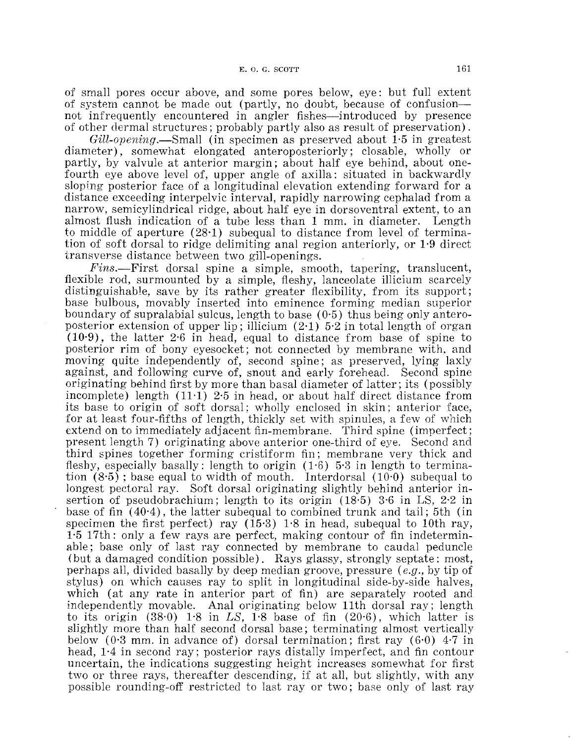of small pores occur above, and some pores below, eye: but full extent of system cannot be made out (partly, no doubt, because of confusion—not infrequently encountered in angler fishes—introduced by presence of other dermal structures; probably partly also as result of preservation).

*Gill-opening*.—Small (in specimen as preserved about 1·5 in greatest diameter), somewhat elongated anteroposteriorly; closable, wholly or partly, by valvule at anterior margin; about half eye behind, about one-fourth eye above level of, upper angle of axilla: situated in backwardly sloping posterior face of a longitudinal elevation extending forward for a distance exceeding interpelvic interval, rapidly narrowing cephalad from a narrow, semicylindrical ridge, about half eye in dorsoventral extent, to an almost flush indication of a tube less than 1 mm. in diameter. Length to middle of aperture (28·1) subequal to distance from level of termination of soft dorsal to ridge delimiting anal region anteriorly, or 1·9 direct transverse distance between two gill-openings.

*Fins*.—First dorsal spine a simple, smooth, tapering, translucent, flexible rod, surmounted by a simple, fleshy, lanceolate illicium scarcely distinguishable, save by its rather greater flexibility, from its support; base bulbous, movably inserted into eminence forming median superior boundary of supralabial sulcus, length to base (0·5) thus being only anteroposterior extension of upper lip; illicium (2·1) 5·2 in total length of organ (10·9), the latter 2·6 in head, equal to distance from base of spine to posterior rim of bony eyesocket; not connected by membrane with, and moving quite independently of, second spine; as preserved, lying laxly against, and following curve of, snout and early forehead. Second spine originating behind first by more than basal diameter of latter; its (possibly incomplete) length (11·1) 2·5 in head, or about half direct distance from its base to origin of soft dorsal; wholly enclosed in skin; anterior face, for at least four-fifths of length, thickly set with spinules, a few of which extend on to immediately adjacent fin-membrane. Third spine (imperfect; present length 7) originating above anterior one-third of eye. Second and third spines together forming cristiform fin; membrane very thick and fleshy, especially basally: length to origin (1·6) 5·3 in length to termination (8·5); base equal to width of mouth. Interdorsal (10·0) subequal to longest pectoral ray. Soft dorsal originating slightly behind anterior insertion of pseudobrachium; length to its origin (18·5) 3·6 in LS, 2·2 in base of fin (40·4), the latter subequal to combined trunk and tail; 5th (in specimen the first perfect) ray (15·3) 1·8 in head, subequal to 10th ray, 1·5 17th: only a few rays are perfect, making contour of fin indeterminable; base only of last ray connected by membrane to caudal peduncle (but a damaged condition possible). Rays glassy, strongly septate: most, perhaps all, divided basally by deep median groove, pressure (*e.g.*, by tip of stylus) on which causes ray to split in longitudinal side-by-side halves, which (at any rate in anterior part of fin) are separately rooted and independently movable. Anal originating below 11th dorsal ray; length to its origin (38·0) 1·8 in *LS*, 1·8 base of fin (20·6), which latter is slightly more than half second dorsal base; terminating almost vertically below (0·3 mm. in advance of) dorsal termination; first ray (6·0) 4·7 in head, 1·4 in second ray; posterior rays distally imperfect, and fin contour uncertain, the indications suggesting height increases somewhat for first two or three rays, thereafter descending, if at all, but slightly, with any possible rounding-off restricted to last ray or two; base only of last ray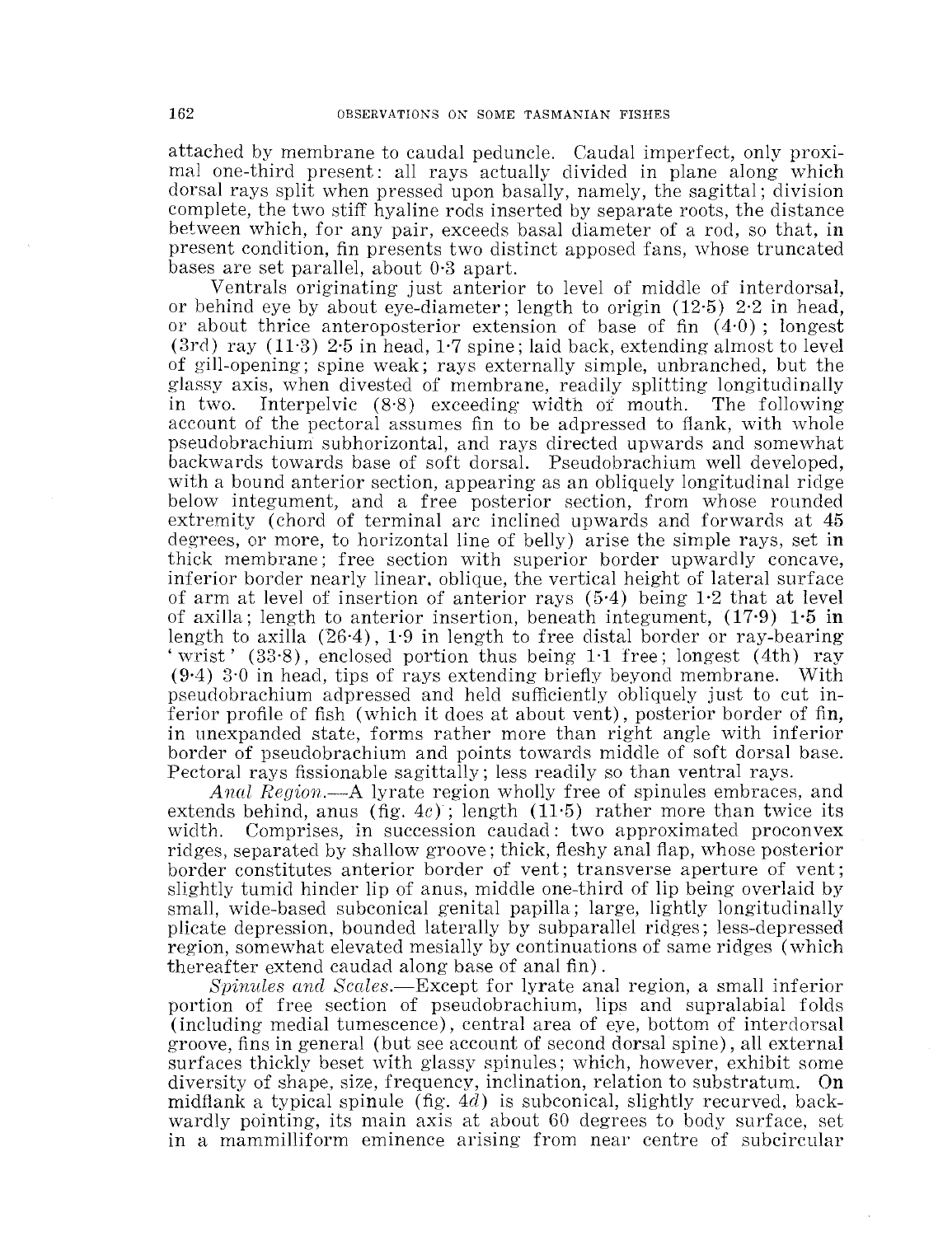attached by membrane to caudal peduncle. Caudal imperfect, only proximal one-third present: all rays actually divided in plane along which dorsal rays split when pressed upon basally, namely, the sagittal; division complete, the two stiff hyaline rods inserted by separate roots, the distance between which, for any pair, exceeds basal diameter of a rod, so that, in present condition, fin presents two distinct apposed fans, whose truncated bases are set parallel, about 0·3 apart.

Ventrals originating just anterior to level of middle of interdorsal, or behind eye by about eye-diameter; length to origin (12·5) 2·2 in head, or about thrice anteroposterior extension of base of fin (4·0); longest (3rd) ray (11·3) 2·5 in head, 1·7 spine; laid back, extending almost to level of gill-opening; spine weak; rays externally simple, unbranched, but the glassy axis, when divested of membrane, readily splitting longitudinally in two. Interpelvic (8·8) exceeding width of mouth. The following account of the pectoral assumes fin to be adpressed to flank, with whole pseudobrachium subhorizontal, and rays directed upwards and somewhat backwards towards base of soft dorsal. Pseudobrachium well developed, with a bound anterior section, appearing as an obliquely longitudinal ridge below integument, and a free posterior section, from whose rounded extremity (chord of terminal arc inclined upwards and forwards at 45 degrees, or more, to horizontal line of belly) arise the simple rays, set in thick membrane; free section with superior border upwardly concave, inferior border nearly linear, oblique, the vertical height of lateral surface of arm at level of insertion of anterior rays (5·4) being 1·2 that at level of axilla; length to anterior insertion, beneath integument, (17·9) 1·5 in length to axilla (26·4), 1·9 in length to free distal border or ray-bearing 'wrist' (33·8), enclosed portion thus being 1·1 free; longest (4th) ray (9·4) 3·0 in head, tips of rays extending briefly beyond membrane. With pseudobrachium adpressed and held sufficiently obliquely just to cut inferior profile of fish (which it does at about vent), posterior border of fin, in unexpanded state, forms rather more than right angle with inferior border of pseudobrachium and points towards middle of soft dorsal base. Pectoral rays fissionable sagittally; less readily so than ventral rays.

*Anal Region*.—A lyrate region wholly free of spinules embraces, and extends behind, anus (fig. 4*c*); length (11·5) rather more than twice its width. Comprises, in succession caudad: two approximated proconvex ridges, separated by shallow groove; thick, fleshy anal flap, whose posterior border constitutes anterior border of vent; transverse aperture of vent; slightly tumid hinder lip of anus, middle one-third of lip being overlaid by small, wide-based subconical genital papilla; large, lightly longitudinally plicate depression, bounded laterally by subparallel ridges; less-depressed region, somewhat elevated mesially by continuations of same ridges (which thereafter extend caudad along base of anal fin).

*Spinules and Scales*.—Except for lyrate anal region, a small inferior portion of free section of pseudobrachium, lips and supralabial folds (including medial tumescence), central area of eye, bottom of interdorsal groove, fins in general (but see account of second dorsal spine), all external surfaces thickly beset with glassy spinules; which, however, exhibit some diversity of shape, size, frequency, inclination, relation to substratum. On midflank a typical spinule (fig. 4*d*) is subconical, slightly recurved, backwardly pointing, its main axis at about 60 degrees to body surface, set in a mammilliform eminence arising from near centre of subcircular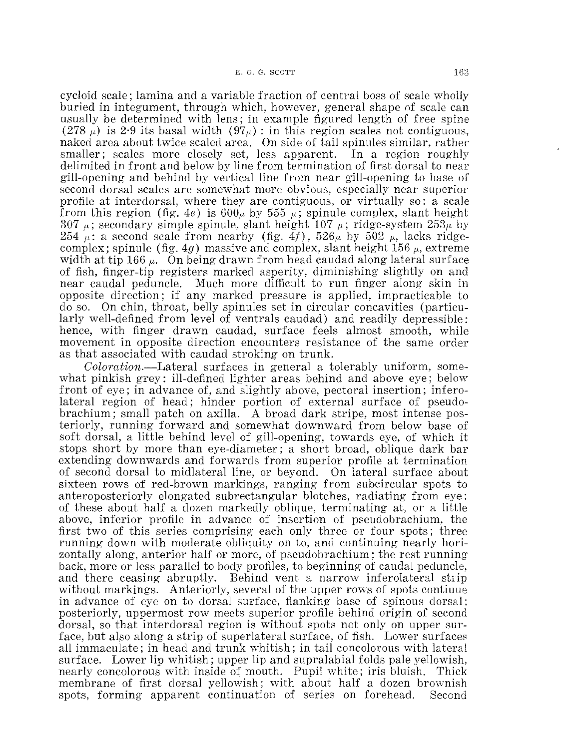cycloid scale; lamina and a variable fraction of central boss of scale wholly buried in integument, through which, however, general shape of scale can usually be determined with lens; in example figured length of free spine (278 $\mu$) is 2·9 its basal width (97$\mu$): in this region scales not contiguous, naked area about twice scaled area. On side of tail spinules similar, rather smaller; scales more closely set, less apparent. In a region roughly delimited in front and below by line from termination of first dorsal to near gill-opening and behind by vertical line from near gill-opening to base of second dorsal scales are somewhat more obvious, especially near superior profile at interdorsal, where they are contiguous, or virtually so: a scale from this region (fig. 4*e*) is 600$\mu$ by 555 $\mu$; spinule complex, slant height 307 $\mu$; secondary simple spinule, slant height 107 $\mu$; ridge-system 253$\mu$ by 254 $\mu$: a second scale from nearby (fig. 4*f*), 526$\mu$ by 502 $\mu$, lacks ridge-complex; spinule (fig. 4*g*) massive and complex, slant height 156 $\mu$, extreme width at tip 166 $\mu$. On being drawn from head caudad along lateral surface of fish, finger-tip registers marked asperity, diminishing slightly on and near caudal peduncle. Much more difficult to run finger along skin in opposite direction; if any marked pressure is applied, impracticable to do so. On chin, throat, belly spinules set in circular concavities (particularly well-defined from level of ventrals caudad) and readily depressible: hence, with finger drawn caudad, surface feels almost smooth, while movement in opposite direction encounters resistance of the same order as that associated with caudad stroking on trunk.

*Coloration.*—Lateral surfaces in general a tolerably uniform, somewhat pinkish grey: ill-defined lighter areas behind and above eye; below front of eye; in advance of, and slightly above, pectoral insertion; inferolateral region of head; hinder portion of external surface of pseudobrachium; small patch on axilla. A broad dark stripe, most intense posteriorly, running forward and somewhat downward from below base of soft dorsal, a little behind level of gill-opening, towards eye, of which it stops short by more than eye-diameter; a short broad, oblique dark bar extending downwards and forwards from superior profile at termination of second dorsal to midlateral line, or beyond. On lateral surface about sixteen rows of red-brown markings, ranging from subcircular spots to anteroposteriorly elongated subrectangular blotches, radiating from eye: of these about half a dozen markedly oblique, terminating at, or a little above, inferior profile in advance of insertion of pseudobrachium, the first two of this series comprising each only three or four spots; three running down with moderate obliquity on to, and continuing nearly horizontally along, anterior half or more, of pseudobrachium; the rest running back, more or less parallel to body profiles, to beginning of caudal peduncle, and there ceasing abruptly. Behind vent a narrow inferolateral strip without markings. Anteriorly, several of the upper rows of spots continue in advance of eye on to dorsal surface, flanking base of spinous dorsal; posteriorly, uppermost row meets superior profile behind origin of second dorsal, so that interdorsal region is without spots not only on upper surface, but also along a strip of superlateral surface, of fish. Lower surfaces all immaculate; in head and trunk whitish; in tail concolorous with lateral surface. Lower lip whitish; upper lip and supralabial folds pale yellowish, nearly concolorous with inside of mouth. Pupil white; iris bluish. Thick membrane of first dorsal yellowish; with about half a dozen brownish spots, forming apparent continuation of series on forehead. Second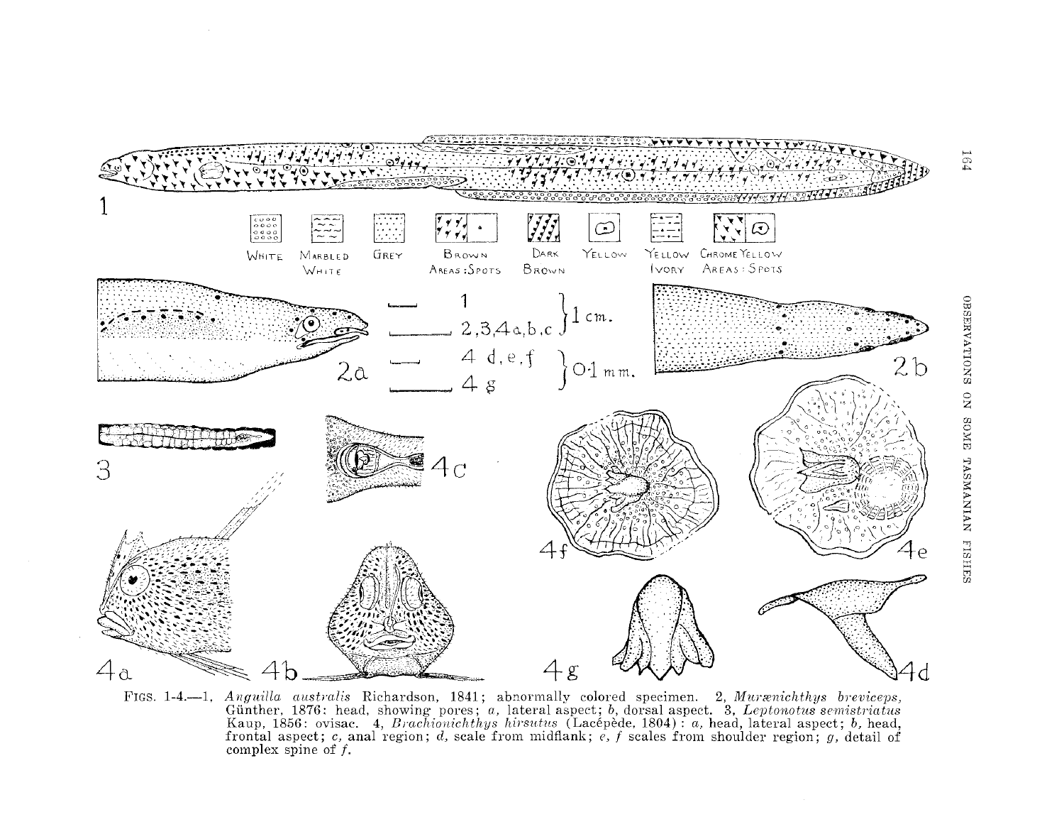FIGS. 1-4.—1, *Anguilla australis* Richardson, 1841; abnormally colored specimen. 2, *Muraenichthys breviceps*, Günther, 1876: head, showing pores; *a*, lateral aspect; *b*, dorsal aspect. 3, *Leptonotus semistriatus* Kaup, 1856: ovisac. 4, *Brachionichthys hirsutus* (Lacépède, 1804): *a*, head, lateral aspect; *b*, head, frontal aspect; *c*, anal region; *d*, scale from midflank; *e*, *f* scales from shoulder region; *g*, detail of complex spine of *f*.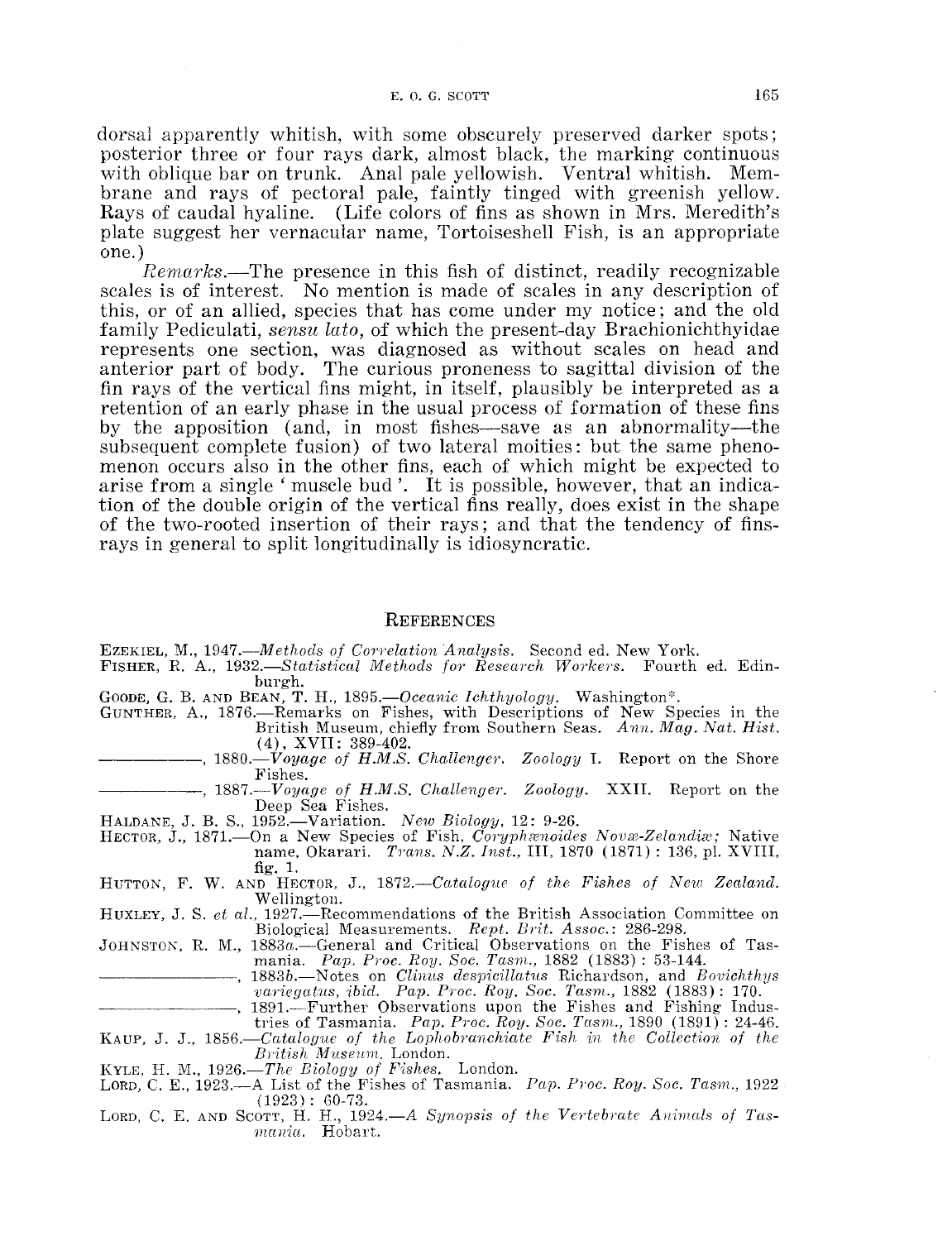dorsal apparently whitish, with some obscurely preserved darker spots; posterior three or four rays dark, almost black, the marking continuous with oblique bar on trunk. Anal pale yellowish. Ventral whitish. Membrane and rays of pectoral pale, faintly tinged with greenish yellow. Rays of caudal hyaline. (Life colors of fins as shown in Mrs. Meredith's plate suggest her vernacular name, Tortoiseshell Fish, is an appropriate one.)

*Remarks.*—The presence in this fish of distinct, readily recognizable scales is of interest. No mention is made of scales in any description of this, or of an allied, species that has come under my notice; and the old family Pediculati, *sensu lato*, of which the present-day Brachionichthyidae represents one section, was diagnosed as without scales on head and anterior part of body. The curious proneness to sagittal division of the fin rays of the vertical fins might, in itself, plausibly be interpreted as a retention of an early phase in the usual process of formation of these fins by the apposition (and, in most fishes—save as an abnormality—the subsequent complete fusion) of two lateral moities: but the same phenomenon occurs also in the other fins, each of which might be expected to arise from a single ' muscle bud '. It is possible, however, that an indication of the double origin of the vertical fins really, does exist in the shape of the two-rooted insertion of their rays; and that the tendency of fins-rays in general to split longitudinally is idiosyncratic.

## References

EZEKIEL, M., 1947.—*Methods of Correlation Analysis.* Second ed. New York.

FISHER, R. A., 1932.—*Statistical Methods for Research Workers.* Fourth ed. Edinburgh.

GOODE, G. B. AND BEAN, T. H., 1895.—*Oceanic Ichthyology.* Washington*.

GUNTHER, A., 1876.—Remarks on Fishes, with Descriptions of New Species in the British Museum, chiefly from Southern Seas. *Ann. Mag. Nat. Hist.* (4), XVII: 389-402.

——————, 1880.—*Voyage of H.M.S. Challenger. Zoology* I. Report on the Shore Fishes.

——————, 1887.—*Voyage of H.M.S. Challenger. Zoology.* XXII. Report on the Deep Sea Fishes.

HALDANE, J. B. S., 1952.—Variation. *New Biology,* 12: 9-26.

HECTOR, J., 1871.—On a New Species of Fish, *Coryphænoides Novæ-Zelandiæ;* Native name, Okarari. *Trans. N.Z. Inst.,* III, 1870 (1871): 136, pl. XVIII, fig. 1.

HUTTON, F. W. AND HECTOR, J., 1872.—*Catalogue of the Fishes of New Zealand.* Wellington.

HUXLEY, J. S. *et al.,* 1927.—Recommendations of the British Association Committee on Biological Measurements. *Rept. Brit. Assoc.*: 286-298.

JOHNSTON, R. M., 1883*a*.—General and Critical Observations on the Fishes of Tasmania. *Pap. Proc. Roy. Soc. Tasm.,* 1882 (1883): 53-144.

——————, 1883*b*.—Notes on *Clinus despicillatus* Richardson, and *Bovichthys variegatus, ibid. Pap. Proc. Roy. Soc. Tasm.,* 1882 (1883): 170.

——————, 1891.—Further Observations upon the Fishes and Fishing Industries of Tasmania. *Pap. Proc. Roy. Soc. Tasm.,* 1890 (1891): 24-46.

KAUP, J. J., 1856.—*Catalogue of the Lophobranchiate Fish in the Collection of the British Museum.* London.

KYLE, H. M., 1926.—*The Biology of Fishes.* London.

LORD, C. E., 1923.—A List of the Fishes of Tasmania. *Pap. Proc. Roy. Soc. Tasm.,* 1922 (1923): 60-73.

LORD, C. E. AND SCOTT, H. H., 1924.—*A Synopsis of the Vertebrate Animals of Tasmania.* Hobart.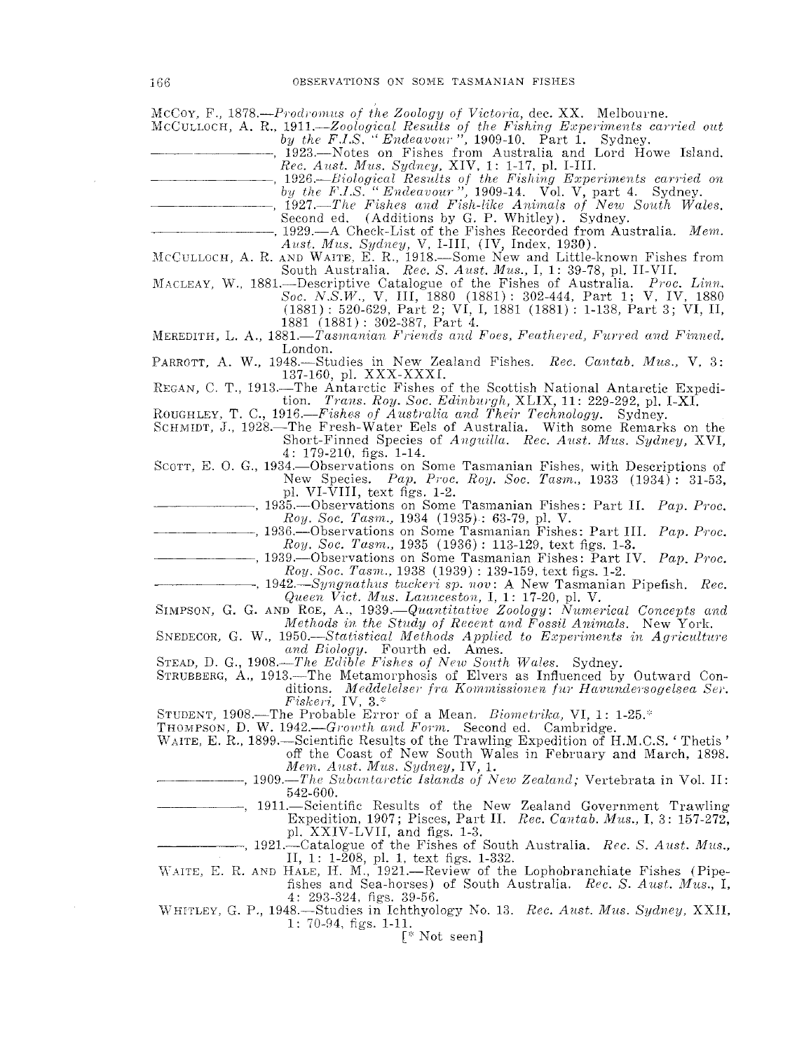McCoy, F., 1878.—*Prodromus of the Zoology of Victoria*, dec. XX. Melbourne.

McCulloch, A. R., 1911.—*Zoological Results of the Fishing Experiments carried out by the F.I.S. "Endeavour"*, 1909-10. Part 1. Sydney.

———, 1923.—Notes on Fishes from Australia and Lord Howe Island. *Rec. Aust. Mus. Sydney*, XIV, 1: 1-17, pl. I-III.

———, 1926.—*Biological Results of the Fishing Experiments carried on by the F.I.S. "Endeavour"*, 1909-14. Vol. V, part 4. Sydney.

———, 1927.—*The Fishes and Fish-like Animals of New South Wales*. Second ed. (Additions by G. P. Whitley). Sydney.

———, 1929.—A Check-List of the Fishes Recorded from Australia. *Mem. Aust. Mus. Sydney*, V, I-III, (IV, Index, 1930).

McCulloch, A. R. and Waite, E. R., 1918.—Some New and Little-known Fishes from South Australia. *Rec. S. Aust. Mus.*, I, 1: 39-78, pl. II-VII.

Macleay, W., 1881.—Descriptive Catalogue of the Fishes of Australia. *Proc. Linn. Soc. N.S.W.*, V, III, 1880 (1881): 302-444, Part 1; V, IV, 1880 (1881): 520-629, Part 2; VI, I, 1881 (1881): 1-138, Part 3; VI, II, 1881 (1881): 302-387, Part 4.

Meredith, L. A., 1881.—*Tasmanian Friends and Foes, Feathered, Furred and Finned*. London.

Parrott, A. W., 1948.—Studies in New Zealand Fishes. *Rec. Cantab. Mus.*, V, 3: 137-160, pl. XXX-XXXI.

Regan, C. T., 1913.—The Antarctic Fishes of the Scottish National Antarctic Expedition. *Trans. Roy. Soc. Edinburgh*, XLIX, 11: 229-292, pl. I-XI.

Roughley, T. C., 1916.—*Fishes of Australia and Their Technology*. Sydney.

Schmidt, J., 1928.—The Fresh-Water Eels of Australia. With some Remarks on the Short-Finned Species of *Anguilla*. *Rec. Aust. Mus. Sydney*, XVI, 4: 179-210, figs. 1-14.

Scott, E. O. G., 1934.—Observations on Some Tasmanian Fishes, with Descriptions of New Species. *Pap. Proc. Roy. Soc. Tasm.*, 1933 (1934): 31-53, pl. VI-VIII, text figs. 1-2.

———, 1935.—Observations on Some Tasmanian Fishes: Part II. *Pap. Proc. Roy. Soc. Tasm.*, 1934 (1935): 63-79, pl. V.

———, 1936.—Observations on Some Tasmanian Fishes: Part III. *Pap. Proc. Roy. Soc. Tasm.*, 1935 (1936): 113-129, text figs. 1-3.

———, 1939.—Observations on Some Tasmanian Fishes: Part IV. *Pap. Proc. Roy. Soc. Tasm.*, 1938 (1939): 139-159, text figs. 1-2.

———, 1942.—*Syngnathus tuckeri sp. nov*: A New Tasmanian Pipefish. *Rec. Queen Vict. Mus. Launceston*, I, 1: 17-20, pl. V.

Simpson, G. G. and Roe, A., 1939.—*Quantitative Zoology: Numerical Concepts and Methods in the Study of Recent and Fossil Animals*. New York.

Snedecor, G. W., 1950.—*Statistical Methods Applied to Experiments in Agriculture and Biology*. Fourth ed. Ames.

Stead, D. G., 1908.—*The Edible Fishes of New South Wales*. Sydney.

Strubberg, A., 1913.—The Metamorphosis of Elvers as Influenced by Outward Conditions. *Meddelelser fra Kommissionen fur Havundersogelsea Ser. Fiskeri*, IV, 3.*

Student, 1908.—The Probable Error of a Mean. *Biometrika*, VI, 1: 1-25.*

Thompson, D. W. 1942.—*Growth and Form*. Second ed. Cambridge.

Waite, E. R., 1899.—Scientific Results of the Trawling Expedition of H.M.C.S. 'Thetis' off the Coast of New South Wales in February and March, 1898. *Mem. Aust. Mus. Sydney*, IV, 1.

———, 1909.—*The Subantarctic Islands of New Zealand*; Vertebrata in Vol. II: 542-600.

———, 1911.—Scientific Results of the New Zealand Government Trawling Expedition, 1907; Pisces, Part II. *Rec. Cantab. Mus.*, I, 3: 157-272, pl. XXIV-LVII, and figs. 1-3.

———, 1921.—Catalogue of the Fishes of South Australia. *Rec. S. Aust. Mus.*, II, 1: 1-208, pl. 1, text figs. 1-332.

Waite, E. R. and Hale, H. M., 1921.—Review of the Lophobranchiate Fishes (Pipe-fishes and Sea-horses) of South Australia. *Rec. S. Aust. Mus.*, I, 4: 293-324, figs. 39-56.

Whitley, G. P., 1948.—Studies in Ichthyology No. 13. *Rec. Aust. Mus. Sydney*, XXII, 1: 70-94, figs. 1-11.

[* Not seen]